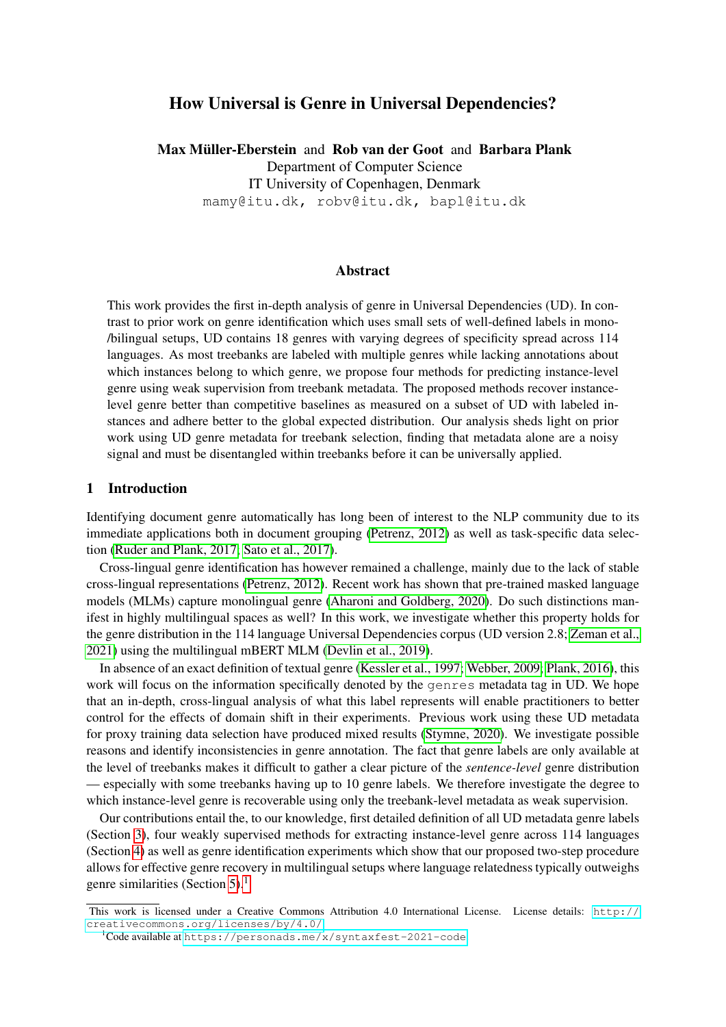# How Universal is Genre in Universal Dependencies?

**Max Müller-Eberstein** and **Rob van der Goot** and **Barbara Plank**
Department of Computer Science
IT University of Copenhagen, Denmark
`mamy@itu.dk, robv@itu.dk, bapl@itu.dk`

## Abstract

This work provides the first in-depth analysis of genre in Universal Dependencies (UD). In contrast to prior work on genre identification which uses small sets of well-defined labels in mono-/bilingual setups, UD contains 18 genres with varying degrees of specificity spread across 114 languages. As most treebanks are labeled with multiple genres while lacking annotations about which instances belong to which genre, we propose four methods for predicting instance-level genre using weak supervision from treebank metadata. The proposed methods recover instance-level genre better than competitive baselines as measured on a subset of UD with labeled instances and adhere better to the global expected distribution. Our analysis sheds light on prior work using UD genre metadata for treebank selection, finding that metadata alone are a noisy signal and must be disentangled within treebanks before it can be universally applied.

## 1 Introduction

Identifying document genre automatically has long been of interest to the NLP community due to its immediate applications both in document grouping (Petrenz, 2012) as well as task-specific data selection (Ruder and Plank, 2017; Sato et al., 2017).

Cross-lingual genre identification has however remained a challenge, mainly due to the lack of stable cross-lingual representations (Petrenz, 2012). Recent work has shown that pre-trained masked language models (MLMs) capture monolingual genre (Aharoni and Goldberg, 2020). Do such distinctions manifest in highly multilingual spaces as well? In this work, we investigate whether this property holds for the genre distribution in the 114 language Universal Dependencies corpus (UD version 2.8; Zeman et al., 2021) using the multilingual mBERT MLM (Devlin et al., 2019).

In absence of an exact definition of textual genre (Kessler et al., 1997; Webber, 2009; Plank, 2016), this work will focus on the information specifically denoted by the `genres` metadata tag in UD. We hope that an in-depth, cross-lingual analysis of what this label represents will enable practitioners to better control for the effects of domain shift in their experiments. Previous work using these UD metadata for proxy training data selection have produced mixed results (Stymne, 2020). We investigate possible reasons and identify inconsistencies in genre annotation. The fact that genre labels are only available at the level of treebanks makes it difficult to gather a clear picture of the *sentence-level* genre distribution — especially with some treebanks having up to 10 genre labels. We therefore investigate the degree to which instance-level genre is recoverable using only the treebank-level metadata as weak supervision.

Our contributions entail the, to our knowledge, first detailed definition of all UD metadata genre labels (Section 3), four weakly supervised methods for extracting instance-level genre across 114 languages (Section 4) as well as genre identification experiments which show that our proposed two-step procedure allows for effective genre recovery in multilingual setups where language relatedness typically outweighs genre similarities (Section 5).[1]

This work is licensed under a Creative Commons Attribution 4.0 International License. License details: http://creativecommons.org/licenses/by/4.0/

[1] Code available at https://personads.me/x/syntaxfest-2021-code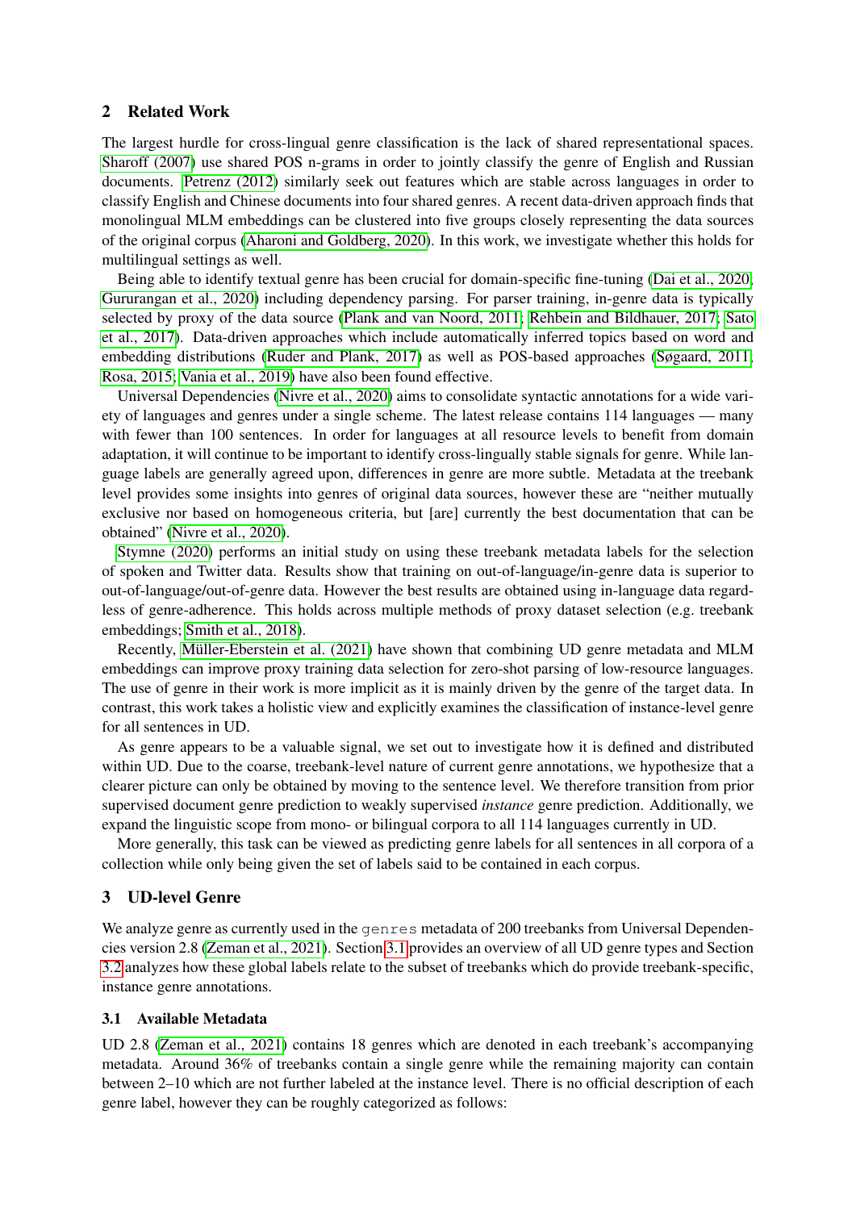## 2 Related Work

The largest hurdle for cross-lingual genre classification is the lack of shared representational spaces. Sharoff (2007) use shared POS n-grams in order to jointly classify the genre of English and Russian documents. Petrenz (2012) similarly seek out features which are stable across languages in order to classify English and Chinese documents into four shared genres. A recent data-driven approach finds that monolingual MLM embeddings can be clustered into five groups closely representing the data sources of the original corpus (Aharoni and Goldberg, 2020). In this work, we investigate whether this holds for multilingual settings as well.

Being able to identify textual genre has been crucial for domain-specific fine-tuning (Dai et al., 2020; Gururangan et al., 2020) including dependency parsing. For parser training, in-genre data is typically selected by proxy of the data source (Plank and van Noord, 2011; Rehbein and Bildhauer, 2017; Sato et al., 2017). Data-driven approaches which include automatically inferred topics based on word and embedding distributions (Ruder and Plank, 2017) as well as POS-based approaches (Søgaard, 2011; Rosa, 2015; Vania et al., 2019) have also been found effective.

Universal Dependencies (Nivre et al., 2020) aims to consolidate syntactic annotations for a wide variety of languages and genres under a single scheme. The latest release contains 114 languages — many with fewer than 100 sentences. In order for languages at all resource levels to benefit from domain adaptation, it will continue to be important to identify cross-lingually stable signals for genre. While language labels are generally agreed upon, differences in genre are more subtle. Metadata at the treebank level provides some insights into genres of original data sources, however these are "neither mutually exclusive nor based on homogeneous criteria, but [are] currently the best documentation that can be obtained" (Nivre et al., 2020).

Stymne (2020) performs an initial study on using these treebank metadata labels for the selection of spoken and Twitter data. Results show that training on out-of-language/in-genre data is superior to out-of-language/out-of-genre data. However the best results are obtained using in-language data regardless of genre-adherence. This holds across multiple methods of proxy dataset selection (e.g. treebank embeddings; Smith et al., 2018).

Recently, Müller-Eberstein et al. (2021) have shown that combining UD genre metadata and MLM embeddings can improve proxy training data selection for zero-shot parsing of low-resource languages. The use of genre in their work is more implicit as it is mainly driven by the genre of the target data. In contrast, this work takes a holistic view and explicitly examines the classification of instance-level genre for all sentences in UD.

As genre appears to be a valuable signal, we set out to investigate how it is defined and distributed within UD. Due to the coarse, treebank-level nature of current genre annotations, we hypothesize that a clearer picture can only be obtained by moving to the sentence level. We therefore transition from prior supervised document genre prediction to weakly supervised *instance* genre prediction. Additionally, we expand the linguistic scope from mono- or bilingual corpora to all 114 languages currently in UD.

More generally, this task can be viewed as predicting genre labels for all sentences in all corpora of a collection while only being given the set of labels said to be contained in each corpus.

## 3 UD-level Genre

We analyze genre as currently used in the `genres` metadata of 200 treebanks from Universal Dependencies version 2.8 (Zeman et al., 2021). Section 3.1 provides an overview of all UD genre types and Section 3.2 analyzes how these global labels relate to the subset of treebanks which do provide treebank-specific, instance genre annotations.

### 3.1 Available Metadata

UD 2.8 (Zeman et al., 2021) contains 18 genres which are denoted in each treebank's accompanying metadata. Around 36% of treebanks contain a single genre while the remaining majority can contain between 2–10 which are not further labeled at the instance level. There is no official description of each genre label, however they can be roughly categorized as follows: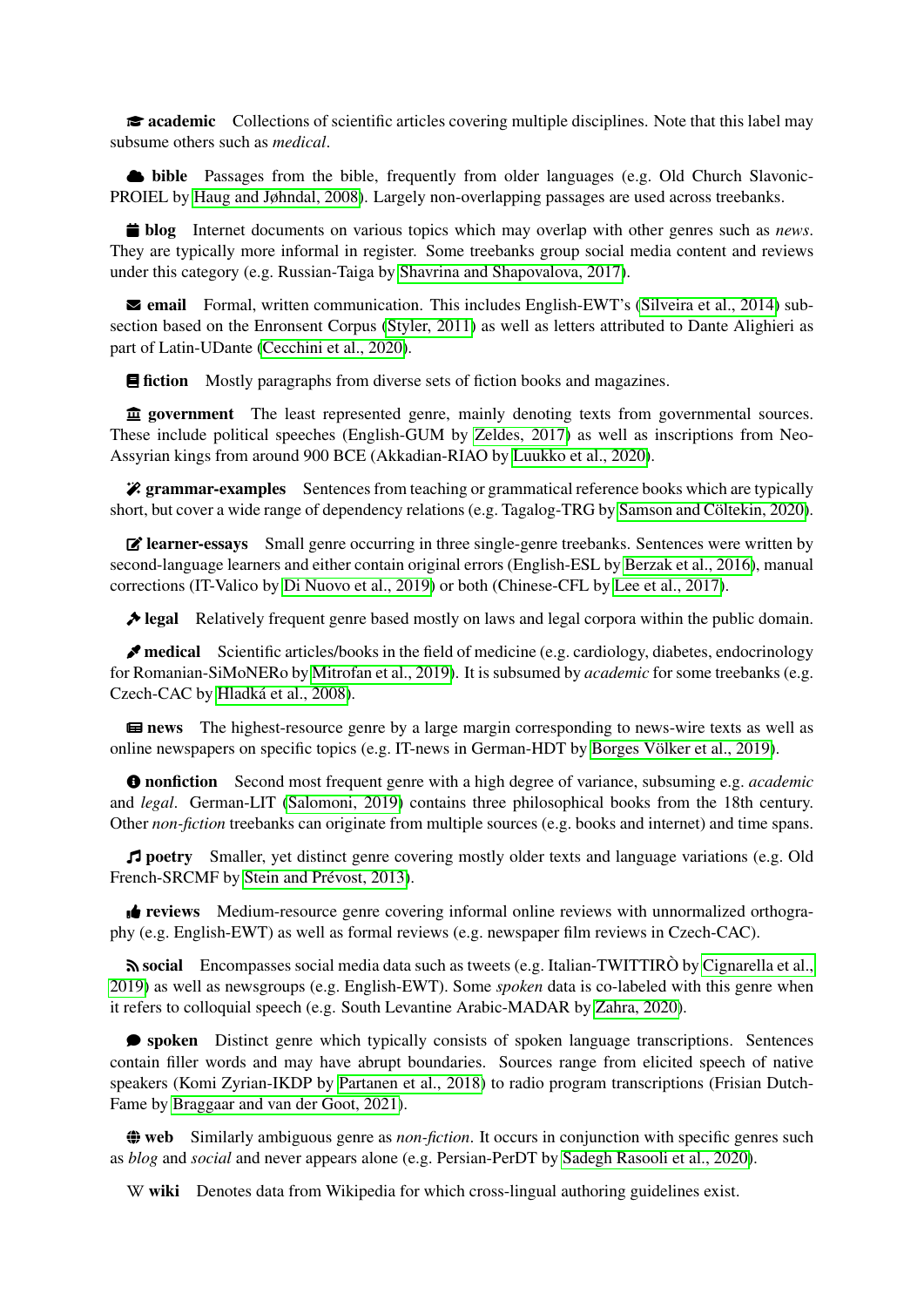**academic** Collections of scientific articles covering multiple disciplines. Note that this label may subsume others such as *medical*.

**bible** Passages from the bible, frequently from older languages (e.g. Old Church Slavonic-PROIEL by Haug and Jøhndal, 2008). Largely non-overlapping passages are used across treebanks.

**blog** Internet documents on various topics which may overlap with other genres such as *news*. They are typically more informal in register. Some treebanks group social media content and reviews under this category (e.g. Russian-Taiga by Shavrina and Shapovalova, 2017).

**email** Formal, written communication. This includes English-EWT's (Silveira et al., 2014) subsection based on the Enronsent Corpus (Styler, 2011) as well as letters attributed to Dante Alighieri as part of Latin-UDante (Cecchini et al., 2020).

**fiction** Mostly paragraphs from diverse sets of fiction books and magazines.

**government** The least represented genre, mainly denoting texts from governmental sources. These include political speeches (English-GUM by Zeldes, 2017) as well as inscriptions from Neo-Assyrian kings from around 900 BCE (Akkadian-RIAO by Luukko et al., 2020).

**grammar-examples** Sentences from teaching or grammatical reference books which are typically short, but cover a wide range of dependency relations (e.g. Tagalog-TRG by Samson and Cöltekin, 2020).

**learner-essays** Small genre occurring in three single-genre treebanks. Sentences were written by second-language learners and either contain original errors (English-ESL by Berzak et al., 2016), manual corrections (IT-Valico by Di Nuovo et al., 2019) or both (Chinese-CFL by Lee et al., 2017).

**legal** Relatively frequent genre based mostly on laws and legal corpora within the public domain.

**medical** Scientific articles/books in the field of medicine (e.g. cardiology, diabetes, endocrinology for Romanian-SiMoNERo by Mitrofan et al., 2019). It is subsumed by *academic* for some treebanks (e.g. Czech-CAC by Hladká et al., 2008).

**news** The highest-resource genre by a large margin corresponding to news-wire texts as well as online newspapers on specific topics (e.g. IT-news in German-HDT by Borges Völker et al., 2019).

**nonfiction** Second most frequent genre with a high degree of variance, subsuming e.g. *academic* and *legal*. German-LIT (Salomoni, 2019) contains three philosophical books from the 18th century. Other *non-fiction* treebanks can originate from multiple sources (e.g. books and internet) and time spans.

**poetry** Smaller, yet distinct genre covering mostly older texts and language variations (e.g. Old French-SRCMF by Stein and Prévost, 2013).

**reviews** Medium-resource genre covering informal online reviews with unnormalized orthography (e.g. English-EWT) as well as formal reviews (e.g. newspaper film reviews in Czech-CAC).

**social** Encompasses social media data such as tweets (e.g. Italian-TWITTIRÒ by Cignarella et al., 2019) as well as newsgroups (e.g. English-EWT). Some *spoken* data is co-labeled with this genre when it refers to colloquial speech (e.g. South Levantine Arabic-MADAR by Zahra, 2020).

**spoken** Distinct genre which typically consists of spoken language transcriptions. Sentences contain filler words and may have abrupt boundaries. Sources range from elicited speech of native speakers (Komi Zyrian-IKDP by Partanen et al., 2018) to radio program transcriptions (Frisian Dutch-Fame by Braggaar and van der Goot, 2021).

**web** Similarly ambiguous genre as *non-fiction*. It occurs in conjunction with specific genres such as *blog* and *social* and never appears alone (e.g. Persian-PerDT by Sadegh Rasooli et al., 2020).

W **wiki** Denotes data from Wikipedia for which cross-lingual authoring guidelines exist.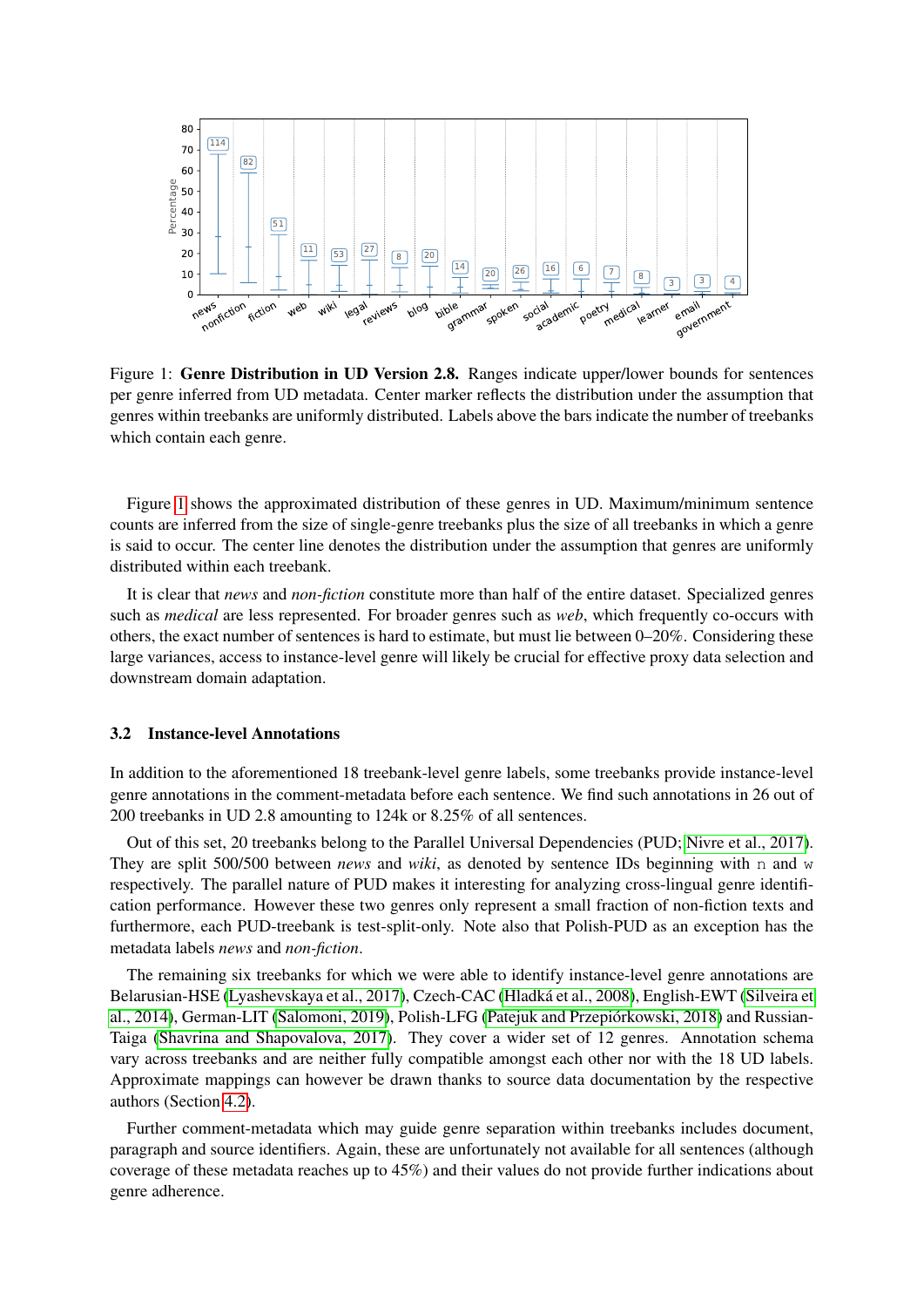Figure 1: **Genre Distribution in UD Version 2.8.** Ranges indicate upper/lower bounds for sentences per genre inferred from UD metadata. Center marker reflects the distribution under the assumption that genres within treebanks are uniformly distributed. Labels above the bars indicate the number of treebanks which contain each genre.

Figure 1 shows the approximated distribution of these genres in UD. Maximum/minimum sentence counts are inferred from the size of single-genre treebanks plus the size of all treebanks in which a genre is said to occur. The center line denotes the distribution under the assumption that genres are uniformly distributed within each treebank.

It is clear that *news* and *non-fiction* constitute more than half of the entire dataset. Specialized genres such as *medical* are less represented. For broader genres such as *web*, which frequently co-occurs with others, the exact number of sentences is hard to estimate, but must lie between 0–20%. Considering these large variances, access to instance-level genre will likely be crucial for effective proxy data selection and downstream domain adaptation.

### 3.2 Instance-level Annotations

In addition to the aforementioned 18 treebank-level genre labels, some treebanks provide instance-level genre annotations in the comment-metadata before each sentence. We find such annotations in 26 out of 200 treebanks in UD 2.8 amounting to 124k or 8.25% of all sentences.

Out of this set, 20 treebanks belong to the Parallel Universal Dependencies (PUD; Nivre et al., 2017). They are split 500/500 between *news* and *wiki*, as denoted by sentence IDs beginning with `n` and `w` respectively. The parallel nature of PUD makes it interesting for analyzing cross-lingual genre identification performance. However these two genres only represent a small fraction of non-fiction texts and furthermore, each PUD-treebank is test-split-only. Note also that Polish-PUD as an exception has the metadata labels *news* and *non-fiction*.

The remaining six treebanks for which we were able to identify instance-level genre annotations are Belarusian-HSE (Lyashevskaya et al., 2017), Czech-CAC (Hladká et al., 2008), English-EWT (Silveira et al., 2014), German-LIT (Salomoni, 2019), Polish-LFG (Patejuk and Przepiórkowski, 2018) and Russian-Taiga (Shavrina and Shapovalova, 2017). They cover a wider set of 12 genres. Annotation schema vary across treebanks and are neither fully compatible amongst each other nor with the 18 UD labels. Approximate mappings can however be drawn thanks to source data documentation by the respective authors (Section 4.2).

Further comment-metadata which may guide genre separation within treebanks includes document, paragraph and source identifiers. Again, these are unfortunately not available for all sentences (although coverage of these metadata reaches up to 45%) and their values do not provide further indications about genre adherence.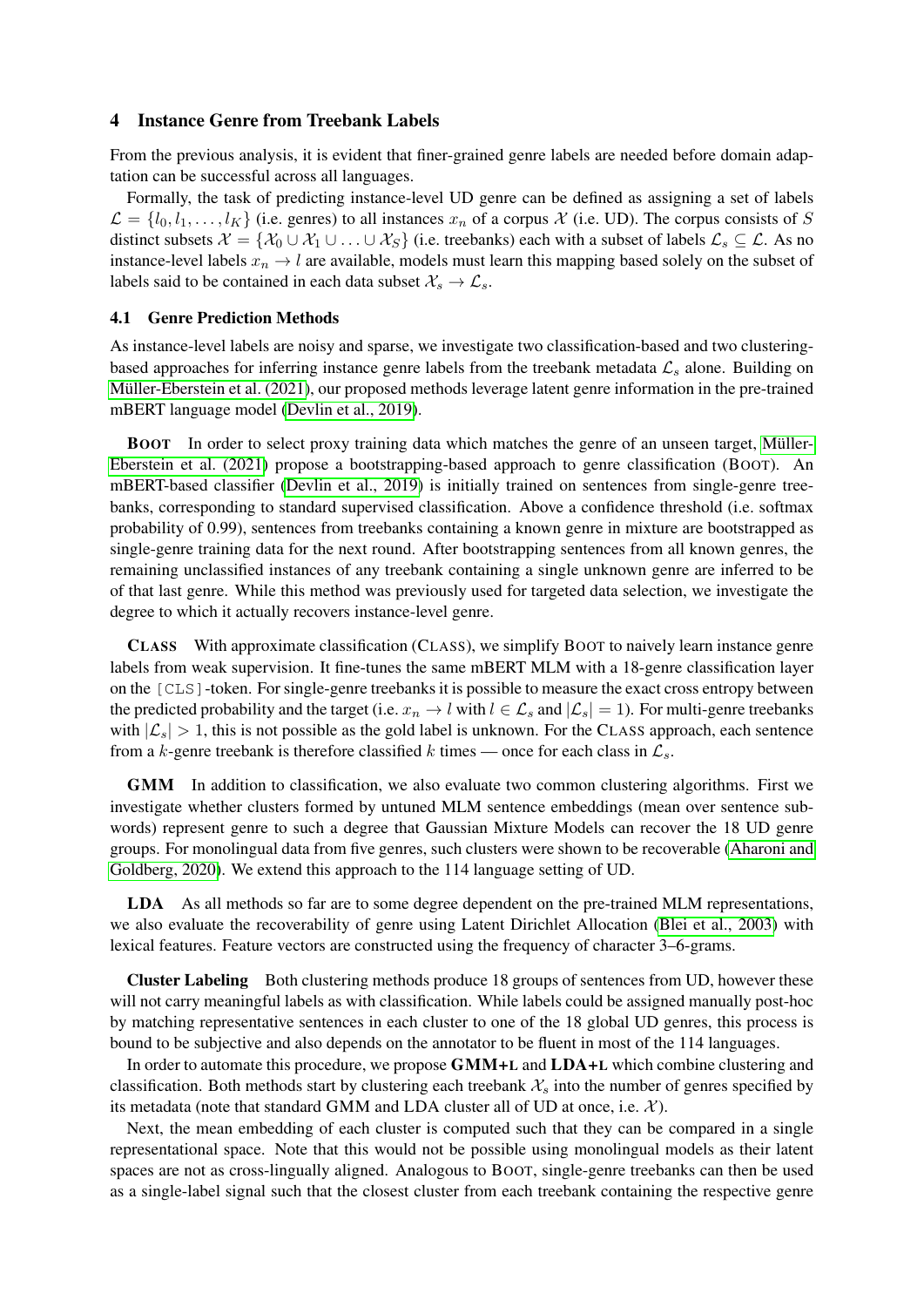## 4 Instance Genre from Treebank Labels

From the previous analysis, it is evident that finer-grained genre labels are needed before domain adaptation can be successful across all languages.

Formally, the task of predicting instance-level UD genre can be defined as assigning a set of labels $\mathcal{L} = \{l_0, l_1, \ldots, l_K\}$ (i.e. genres) to all instances $x_n$ of a corpus $\mathcal{X}$ (i.e. UD). The corpus consists of $S$ distinct subsets $\mathcal{X} = \{\mathcal{X}_0 \cup \mathcal{X}_1 \cup \ldots \cup \mathcal{X}_S\}$ (i.e. treebanks) each with a subset of labels $\mathcal{L}_s \subseteq \mathcal{L}$. As no instance-level labels $x_n \rightarrow l$ are available, models must learn this mapping based solely on the subset of labels said to be contained in each data subset $\mathcal{X}_s \rightarrow \mathcal{L}_s$.

### 4.1 Genre Prediction Methods

As instance-level labels are noisy and sparse, we investigate two classification-based and two clustering-based approaches for inferring instance genre labels from the treebank metadata $\mathcal{L}_s$ alone. Building on Müller-Eberstein et al. (2021), our proposed methods leverage latent genre information in the pre-trained mBERT language model (Devlin et al., 2019).

**BOOT** In order to select proxy training data which matches the genre of an unseen target, Müller-Eberstein et al. (2021) propose a bootstrapping-based approach to genre classification (BOOT). An mBERT-based classifier (Devlin et al., 2019) is initially trained on sentences from single-genre treebanks, corresponding to standard supervised classification. Above a confidence threshold (i.e. softmax probability of 0.99), sentences from treebanks containing a known genre in mixture are bootstrapped as single-genre training data for the next round. After bootstrapping sentences from all known genres, the remaining unclassified instances of any treebank containing a single unknown genre are inferred to be of that last genre. While this method was previously used for targeted data selection, we investigate the degree to which it actually recovers instance-level genre.

**CLASS** With approximate classification (CLASS), we simplify BOOT to naively learn instance genre labels from weak supervision. It fine-tunes the same mBERT MLM with a 18-genre classification layer on the `[CLS]`-token. For single-genre treebanks it is possible to measure the exact cross entropy between the predicted probability and the target (i.e. $x_n \rightarrow l$ with $l \in \mathcal{L}_s$ and $|\mathcal{L}_s| = 1$). For multi-genre treebanks with $|\mathcal{L}_s| > 1$, this is not possible as the gold label is unknown. For the CLASS approach, each sentence from a $k$-genre treebank is therefore classified $k$ times — once for each class in $\mathcal{L}_s$.

**GMM** In addition to classification, we also evaluate two common clustering algorithms. First we investigate whether clusters formed by untuned MLM sentence embeddings (mean over sentence subwords) represent genre to such a degree that Gaussian Mixture Models can recover the 18 UD genre groups. For monolingual data from five genres, such clusters were shown to be recoverable (Aharoni and Goldberg, 2020). We extend this approach to the 114 language setting of UD.

**LDA** As all methods so far are to some degree dependent on the pre-trained MLM representations, we also evaluate the recoverability of genre using Latent Dirichlet Allocation (Blei et al., 2003) with lexical features. Feature vectors are constructed using the frequency of character 3–6-grams.

**Cluster Labeling** Both clustering methods produce 18 groups of sentences from UD, however these will not carry meaningful labels as with classification. While labels could be assigned manually post-hoc by matching representative sentences in each cluster to one of the 18 global UD genres, this process is bound to be subjective and also depends on the annotator to be fluent in most of the 114 languages.

In order to automate this procedure, we propose **GMM+L** and **LDA+L** which combine clustering and classification. Both methods start by clustering each treebank $\mathcal{X}_s$ into the number of genres specified by its metadata (note that standard GMM and LDA cluster all of UD at once, i.e. $\mathcal{X}$).

Next, the mean embedding of each cluster is computed such that they can be compared in a single representational space. Note that this would not be possible using monolingual models as their latent spaces are not as cross-lingually aligned. Analogous to BOOT, single-genre treebanks can then be used as a single-label signal such that the closest cluster from each treebank containing the respective genre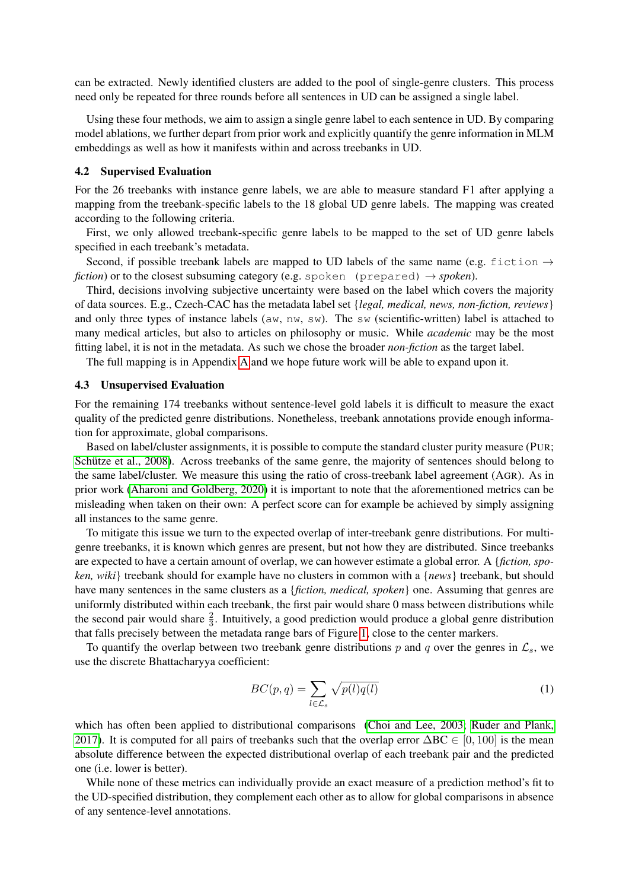can be extracted. Newly identified clusters are added to the pool of single-genre clusters. This process need only be repeated for three rounds before all sentences in UD can be assigned a single label.

Using these four methods, we aim to assign a single genre label to each sentence in UD. By comparing model ablations, we further depart from prior work and explicitly quantify the genre information in MLM embeddings as well as how it manifests within and across treebanks in UD.

### 4.2 Supervised Evaluation

For the 26 treebanks with instance genre labels, we are able to measure standard F1 after applying a mapping from the treebank-specific labels to the 18 global UD genre labels. The mapping was created according to the following criteria.

First, we only allowed treebank-specific genre labels to be mapped to the set of UD genre labels specified in each treebank's metadata.

Second, if possible treebank labels are mapped to UD labels of the same name (e.g. `fiction` → *fiction*) or to the closest subsuming category (e.g. `spoken (prepared)` → *spoken*).

Third, decisions involving subjective uncertainty were based on the label which covers the majority of data sources. E.g., Czech-CAC has the metadata label set {*legal, medical, news, non-fiction, reviews*} and only three types of instance labels (`aw`, `nw`, `sw`). The `sw` (scientific-written) label is attached to many medical articles, but also to articles on philosophy or music. While *academic* may be the most fitting label, it is not in the metadata. As such we chose the broader *non-fiction* as the target label.

The full mapping is in Appendix A and we hope future work will be able to expand upon it.

### 4.3 Unsupervised Evaluation

For the remaining 174 treebanks without sentence-level gold labels it is difficult to measure the exact quality of the predicted genre distributions. Nonetheless, treebank annotations provide enough information for approximate, global comparisons.

Based on label/cluster assignments, it is possible to compute the standard cluster purity measure (PUR; Schütze et al., 2008). Across treebanks of the same genre, the majority of sentences should belong to the same label/cluster. We measure this using the ratio of cross-treebank label agreement (AGR). As in prior work (Aharoni and Goldberg, 2020) it is important to note that the aforementioned metrics can be misleading when taken on their own: A perfect score can for example be achieved by simply assigning all instances to the same genre.

To mitigate this issue we turn to the expected overlap of inter-treebank genre distributions. For multi-genre treebanks, it is known which genres are present, but not how they are distributed. Since treebanks are expected to have a certain amount of overlap, we can however estimate a global error. A {*fiction, spoken, wiki*} treebank should for example have no clusters in common with a {*news*} treebank, but should have many sentences in the same clusters as a {*fiction, medical, spoken*} one. Assuming that genres are uniformly distributed within each treebank, the first pair would share 0 mass between distributions while the second pair would share $\frac{2}{3}$. Intuitively, a good prediction would produce a global genre distribution that falls precisely between the metadata range bars of Figure 1, close to the center markers.

To quantify the overlap between two treebank genre distributions $p$ and $q$ over the genres in $\mathcal{L}_s$, we use the discrete Bhattacharyya coefficient:

$$BC(p, q) = \sum_{l \in \mathcal{L}_s} \sqrt{p(l)q(l)} \tag{1}$$

which has often been applied to distributional comparisons (Choi and Lee, 2003; Ruder and Plank, 2017). It is computed for all pairs of treebanks such that the overlap error $\Delta\text{BC} \in [0, 100]$ is the mean absolute difference between the expected distributional overlap of each treebank pair and the predicted one (i.e. lower is better).

While none of these metrics can individually provide an exact measure of a prediction method's fit to the UD-specified distribution, they complement each other as to allow for global comparisons in absence of any sentence-level annotations.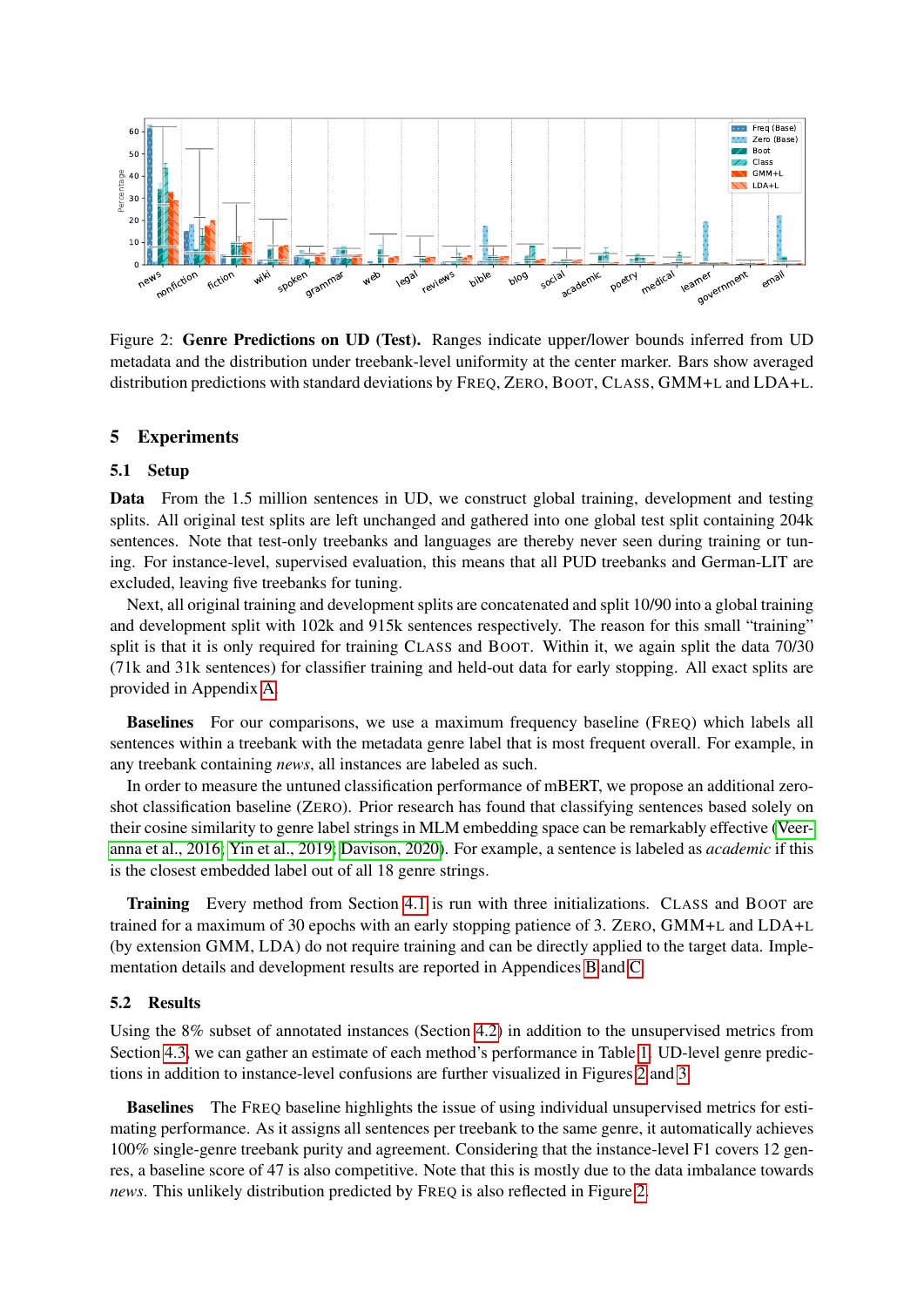Figure 2: **Genre Predictions on UD (Test).** Ranges indicate upper/lower bounds inferred from UD metadata and the distribution under treebank-level uniformity at the center marker. Bars show averaged distribution predictions with standard deviations by FREQ, ZERO, BOOT, CLASS, GMM+L and LDA+L.

## 5 Experiments

### 5.1 Setup

**Data** From the 1.5 million sentences in UD, we construct global training, development and testing splits. All original test splits are left unchanged and gathered into one global test split containing 204k sentences. Note that test-only treebanks and languages are thereby never seen during training or tuning. For instance-level, supervised evaluation, this means that all PUD treebanks and German-LIT are excluded, leaving five treebanks for tuning.

Next, all original training and development splits are concatenated and split 10/90 into a global training and development split with 102k and 915k sentences respectively. The reason for this small "training" split is that it is only required for training CLASS and BOOT. Within it, we again split the data 70/30 (71k and 31k sentences) for classifier training and held-out data for early stopping. All exact splits are provided in Appendix A.

**Baselines** For our comparisons, we use a maximum frequency baseline (FREQ) which labels all sentences within a treebank with the metadata genre label that is most frequent overall. For example, in any treebank containing *news*, all instances are labeled as such.

In order to measure the untuned classification performance of mBERT, we propose an additional zero-shot classification baseline (ZERO). Prior research has found that classifying sentences based solely on their cosine similarity to genre label strings in MLM embedding space can be remarkably effective (Veeranna et al., 2016; Yin et al., 2019; Davison, 2020). For example, a sentence is labeled as *academic* if this is the closest embedded label out of all 18 genre strings.

**Training** Every method from Section 4.1 is run with three initializations. CLASS and BOOT are trained for a maximum of 30 epochs with an early stopping patience of 3. ZERO, GMM+L and LDA+L (by extension GMM, LDA) do not require training and can be directly applied to the target data. Implementation details and development results are reported in Appendices B and C.

### 5.2 Results

Using the 8% subset of annotated instances (Section 4.2) in addition to the unsupervised metrics from Section 4.3, we can gather an estimate of each method's performance in Table 1. UD-level genre predictions in addition to instance-level confusions are further visualized in Figures 2 and 3.

**Baselines** The FREQ baseline highlights the issue of using individual unsupervised metrics for estimating performance. As it assigns all sentences per treebank to the same genre, it automatically achieves 100% single-genre treebank purity and agreement. Considering that the instance-level F1 covers 12 genres, a baseline score of 47 is also competitive. Note that this is mostly due to the data imbalance towards *news*. This unlikely distribution predicted by FREQ is also reflected in Figure 2.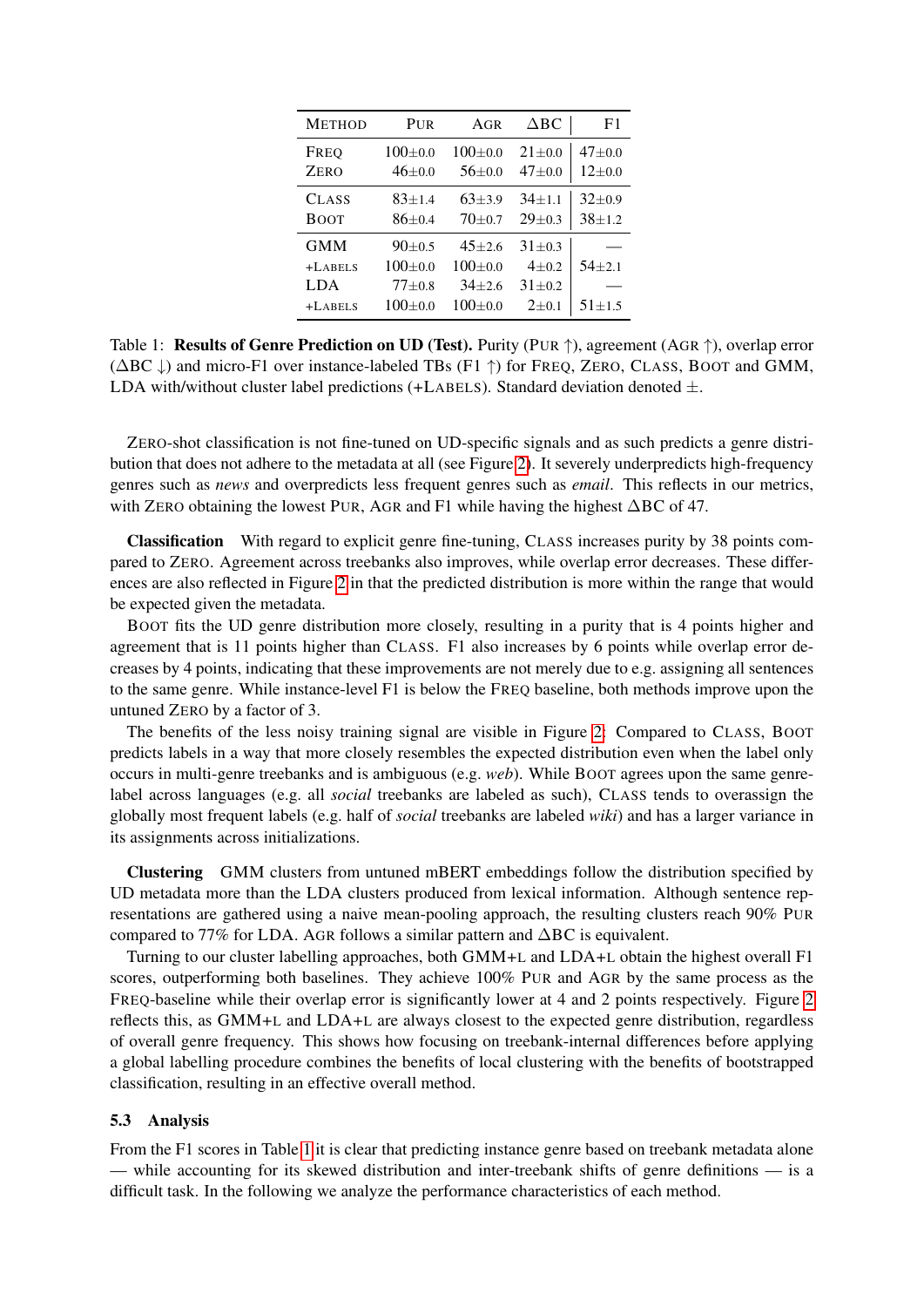| Method | Pur | Agr | ΔBC | F1 |
|---|---|---|---|---|
| Freq | 100±0.0 | 100±0.0 | 21±0.0 | 47±0.0 |
| Zero | 46±0.0 | 56±0.0 | 47±0.0 | 12±0.0 |
| Class | 83±1.4 | 63±3.9 | 34±1.1 | 32±0.9 |
| Boot | 86±0.4 | 70±0.7 | 29±0.3 | 38±1.2 |
| GMM | 90±0.5 | 45±2.6 | 31±0.3 | — |
| +Labels | 100±0.0 | 100±0.0 | 4±0.2 | 54±2.1 |
| LDA | 77±0.8 | 34±2.6 | 31±0.2 | — |
| +Labels | 100±0.0 | 100±0.0 | 2±0.1 | 51±1.5 |

Table 1: **Results of Genre Prediction on UD (Test).** Purity (Pur ↑), agreement (Agr ↑), overlap error (ΔBC ↓) and micro-F1 over instance-labeled TBs (F1 ↑) for Freq, Zero, Class, Boot and GMM, LDA with/without cluster label predictions (+Labels). Standard deviation denoted ±.

Zero-shot classification is not fine-tuned on UD-specific signals and as such predicts a genre distribution that does not adhere to the metadata at all (see Figure 2). It severely underpredicts high-frequency genres such as *news* and overpredicts less frequent genres such as *email*. This reflects in our metrics, with Zero obtaining the lowest Pur, Agr and F1 while having the highest ΔBC of 47.

**Classification** With regard to explicit genre fine-tuning, Class increases purity by 38 points compared to Zero. Agreement across treebanks also improves, while overlap error decreases. These differences are also reflected in Figure 2 in that the predicted distribution is more within the range that would be expected given the metadata.

Boot fits the UD genre distribution more closely, resulting in a purity that is 4 points higher and agreement that is 11 points higher than Class. F1 also increases by 6 points while overlap error decreases by 4 points, indicating that these improvements are not merely due to e.g. assigning all sentences to the same genre. While instance-level F1 is below the Freq baseline, both methods improve upon the untuned Zero by a factor of 3.

The benefits of the less noisy training signal are visible in Figure 2: Compared to Class, Boot predicts labels in a way that more closely resembles the expected distribution even when the label only occurs in multi-genre treebanks and is ambiguous (e.g. *web*). While Boot agrees upon the same genre-label across languages (e.g. all *social* treebanks are labeled as such), Class tends to overassign the globally most frequent labels (e.g. half of *social* treebanks are labeled *wiki*) and has a larger variance in its assignments across initializations.

**Clustering** GMM clusters from untuned mBERT embeddings follow the distribution specified by UD metadata more than the LDA clusters produced from lexical information. Although sentence representations are gathered using a naive mean-pooling approach, the resulting clusters reach 90% Pur compared to 77% for LDA. Agr follows a similar pattern and ΔBC is equivalent.

Turning to our cluster labelling approaches, both GMM+L and LDA+L obtain the highest overall F1 scores, outperforming both baselines. They achieve 100% Pur and Agr by the same process as the Freq-baseline while their overlap error is significantly lower at 4 and 2 points respectively. Figure 2 reflects this, as GMM+L and LDA+L are always closest to the expected genre distribution, regardless of overall genre frequency. This shows how focusing on treebank-internal differences before applying a global labelling procedure combines the benefits of local clustering with the benefits of bootstrapped classification, resulting in an effective overall method.

### 5.3 Analysis

From the F1 scores in Table 1 it is clear that predicting instance genre based on treebank metadata alone — while accounting for its skewed distribution and inter-treebank shifts of genre definitions — is a difficult task. In the following we analyze the performance characteristics of each method.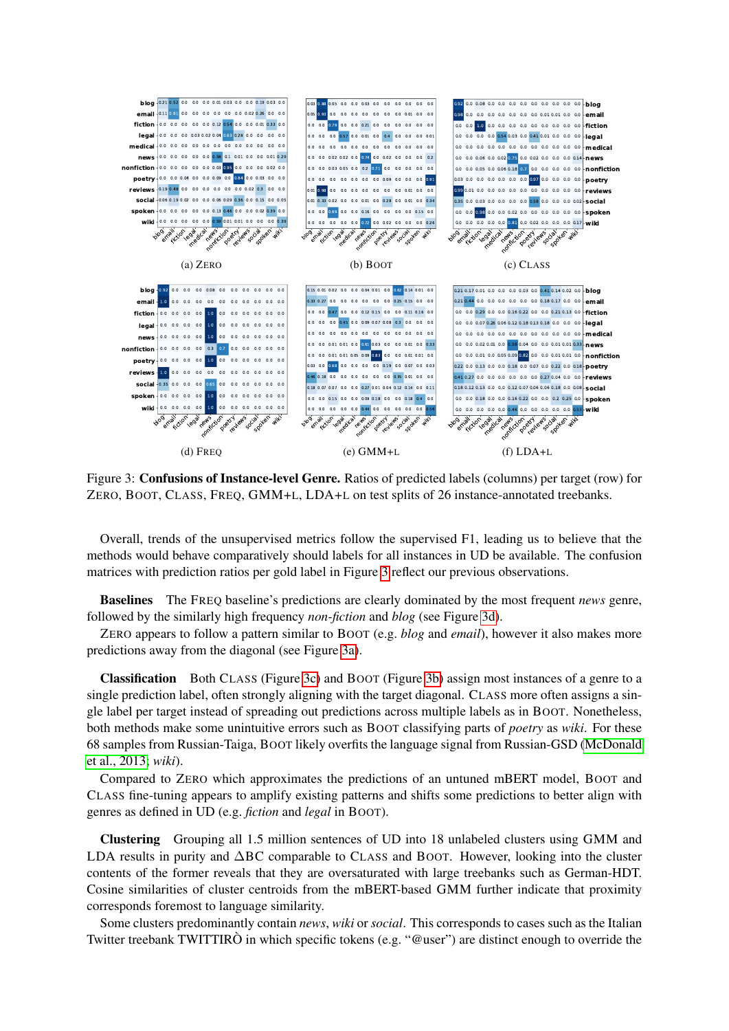Figure 3: **Confusions of Instance-level Genre.** Ratios of predicted labels (columns) per target (row) for ZERO, BOOT, CLASS, FREQ, GMM+L, LDA+L on test splits of 26 instance-annotated treebanks.

Overall, trends of the unsupervised metrics follow the supervised F1, leading us to believe that the methods would behave comparatively should labels for all instances in UD be available. The confusion matrices with prediction ratios per gold label in Figure 3 reflect our previous observations.

**Baselines** The FREQ baseline's predictions are clearly dominated by the most frequent *news* genre, followed by the similarly high frequency *non-fiction* and *blog* (see Figure 3d).

ZERO appears to follow a pattern similar to BOOT (e.g. *blog* and *email*), however it also makes more predictions away from the diagonal (see Figure 3a).

**Classification** Both CLASS (Figure 3c) and BOOT (Figure 3b) assign most instances of a genre to a single prediction label, often strongly aligning with the target diagonal. CLASS more often assigns a single label per target instead of spreading out predictions across multiple labels as in BOOT. Nonetheless, both methods make some unintuitive errors such as BOOT classifying parts of *poetry* as *wiki*. For these 68 samples from Russian-Taiga, BOOT likely overfits the language signal from Russian-GSD (McDonald et al., 2013; *wiki*).

Compared to ZERO which approximates the predictions of an untuned mBERT model, BOOT and CLASS fine-tuning appears to amplify existing patterns and shifts some predictions to better align with genres as defined in UD (e.g. *fiction* and *legal* in BOOT).

**Clustering** Grouping all 1.5 million sentences of UD into 18 unlabeled clusters using GMM and LDA results in purity and $\Delta$BC comparable to CLASS and BOOT. However, looking into the cluster contents of the former reveals that they are oversaturated with large treebanks such as German-HDT. Cosine similarities of cluster centroids from the mBERT-based GMM further indicate that proximity corresponds foremost to language similarity.

Some clusters predominantly contain *news*, *wiki* or *social*. This corresponds to cases such as the Italian Twitter treebank TWITTIRÒ in which specific tokens (e.g. "@user") are distinct enough to override the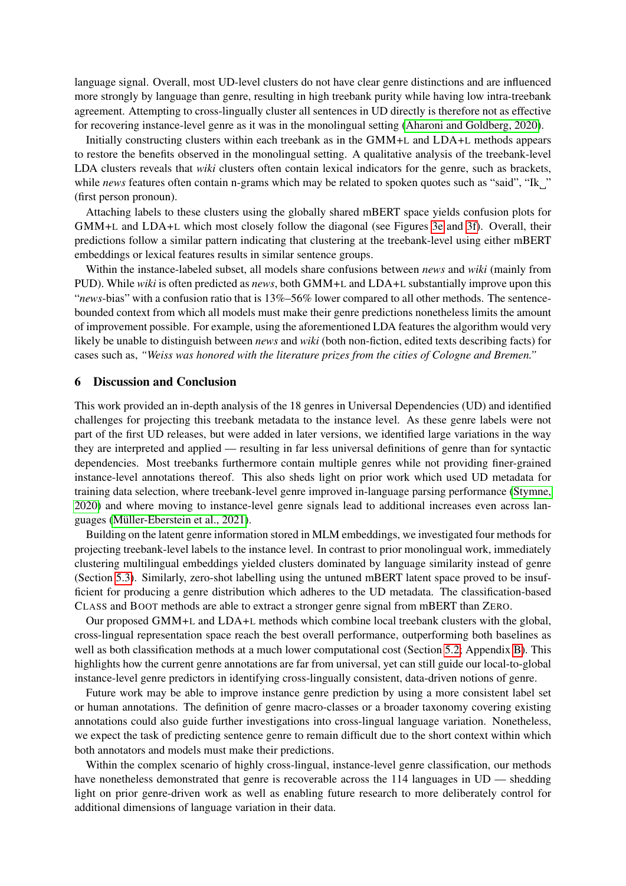language signal. Overall, most UD-level clusters do not have clear genre distinctions and are influenced more strongly by language than genre, resulting in high treebank purity while having low intra-treebank agreement. Attempting to cross-lingually cluster all sentences in UD directly is therefore not as effective for recovering instance-level genre as it was in the monolingual setting (Aharoni and Goldberg, 2020).

Initially constructing clusters within each treebank as in the GMM+L and LDA+L methods appears to restore the benefits observed in the monolingual setting. A qualitative analysis of the treebank-level LDA clusters reveals that *wiki* clusters often contain lexical indicators for the genre, such as brackets, while *news* features often contain n-grams which may be related to spoken quotes such as "said", "Ik␣" (first person pronoun).

Attaching labels to these clusters using the globally shared mBERT space yields confusion plots for GMM+L and LDA+L which most closely follow the diagonal (see Figures 3e and 3f). Overall, their predictions follow a similar pattern indicating that clustering at the treebank-level using either mBERT embeddings or lexical features results in similar sentence groups.

Within the instance-labeled subset, all models share confusions between *news* and *wiki* (mainly from PUD). While *wiki* is often predicted as *news*, both GMM+L and LDA+L substantially improve upon this "*news*-bias" with a confusion ratio that is 13%–56% lower compared to all other methods. The sentence-bounded context from which all models must make their genre predictions nonetheless limits the amount of improvement possible. For example, using the aforementioned LDA features the algorithm would very likely be unable to distinguish between *news* and *wiki* (both non-fiction, edited texts describing facts) for cases such as, *"Weiss was honored with the literature prizes from the cities of Cologne and Bremen."*

## 6 Discussion and Conclusion

This work provided an in-depth analysis of the 18 genres in Universal Dependencies (UD) and identified challenges for projecting this treebank metadata to the instance level. As these genre labels were not part of the first UD releases, but were added in later versions, we identified large variations in the way they are interpreted and applied — resulting in far less universal definitions of genre than for syntactic dependencies. Most treebanks furthermore contain multiple genres while not providing finer-grained instance-level annotations thereof. This also sheds light on prior work which used UD metadata for training data selection, where treebank-level genre improved in-language parsing performance (Stymne, 2020) and where moving to instance-level genre signals lead to additional increases even across languages (Müller-Eberstein et al., 2021).

Building on the latent genre information stored in MLM embeddings, we investigated four methods for projecting treebank-level labels to the instance level. In contrast to prior monolingual work, immediately clustering multilingual embeddings yielded clusters dominated by language similarity instead of genre (Section 5.3). Similarly, zero-shot labelling using the untuned mBERT latent space proved to be insufficient for producing a genre distribution which adheres to the UD metadata. The classification-based CLASS and BOOT methods are able to extract a stronger genre signal from mBERT than ZERO.

Our proposed GMM+L and LDA+L methods which combine local treebank clusters with the global, cross-lingual representation space reach the best overall performance, outperforming both baselines as well as both classification methods at a much lower computational cost (Section 5.2; Appendix B). This highlights how the current genre annotations are far from universal, yet can still guide our local-to-global instance-level genre predictors in identifying cross-lingually consistent, data-driven notions of genre.

Future work may be able to improve instance genre prediction by using a more consistent label set or human annotations. The definition of genre macro-classes or a broader taxonomy covering existing annotations could also guide further investigations into cross-lingual language variation. Nonetheless, we expect the task of predicting sentence genre to remain difficult due to the short context within which both annotators and models must make their predictions.

Within the complex scenario of highly cross-lingual, instance-level genre classification, our methods have nonetheless demonstrated that genre is recoverable across the 114 languages in UD — shedding light on prior genre-driven work as well as enabling future research to more deliberately control for additional dimensions of language variation in their data.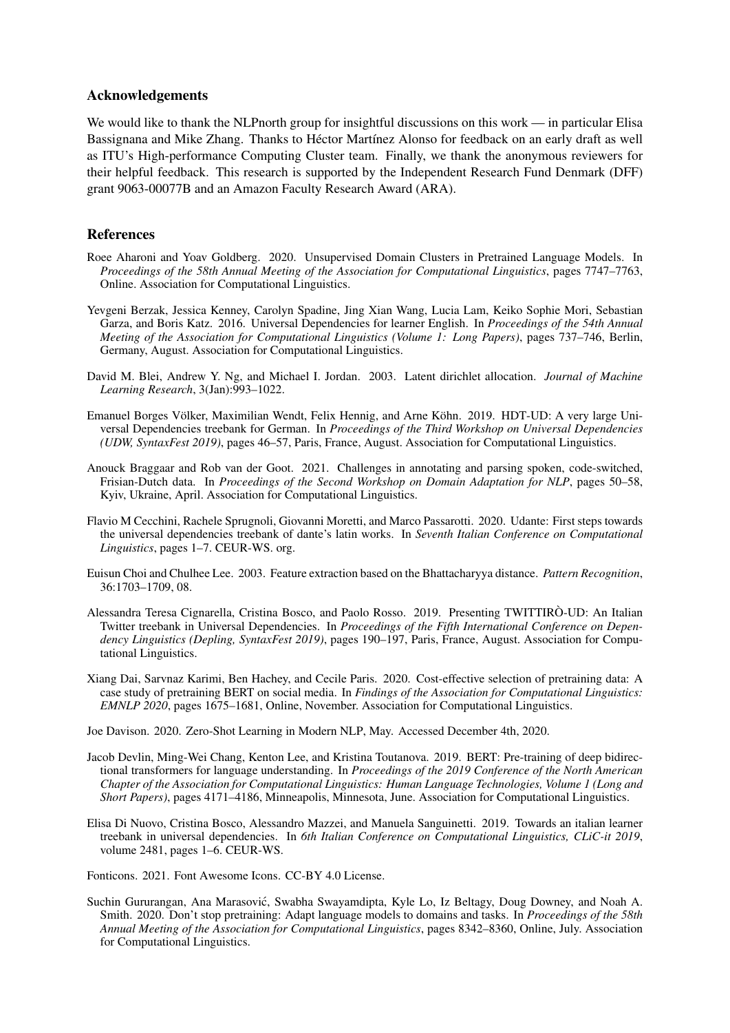## Acknowledgements

We would like to thank the NLPnorth group for insightful discussions on this work — in particular Elisa Bassignana and Mike Zhang. Thanks to Héctor Martínez Alonso for feedback on an early draft as well as ITU's High-performance Computing Cluster team. Finally, we thank the anonymous reviewers for their helpful feedback. This research is supported by the Independent Research Fund Denmark (DFF) grant 9063-00077B and an Amazon Faculty Research Award (ARA).

## References

Roee Aharoni and Yoav Goldberg. 2020. Unsupervised Domain Clusters in Pretrained Language Models. In *Proceedings of the 58th Annual Meeting of the Association for Computational Linguistics*, pages 7747–7763, Online. Association for Computational Linguistics.

Yevgeni Berzak, Jessica Kenney, Carolyn Spadine, Jing Xian Wang, Lucia Lam, Keiko Sophie Mori, Sebastian Garza, and Boris Katz. 2016. Universal Dependencies for learner English. In *Proceedings of the 54th Annual Meeting of the Association for Computational Linguistics (Volume 1: Long Papers)*, pages 737–746, Berlin, Germany, August. Association for Computational Linguistics.

David M. Blei, Andrew Y. Ng, and Michael I. Jordan. 2003. Latent dirichlet allocation. *Journal of Machine Learning Research*, 3(Jan):993–1022.

Emanuel Borges Völker, Maximilian Wendt, Felix Hennig, and Arne Köhn. 2019. HDT-UD: A very large Universal Dependencies treebank for German. In *Proceedings of the Third Workshop on Universal Dependencies (UDW, SyntaxFest 2019)*, pages 46–57, Paris, France, August. Association for Computational Linguistics.

Anouck Braggaar and Rob van der Goot. 2021. Challenges in annotating and parsing spoken, code-switched, Frisian-Dutch data. In *Proceedings of the Second Workshop on Domain Adaptation for NLP*, pages 50–58, Kyiv, Ukraine, April. Association for Computational Linguistics.

Flavio M Cecchini, Rachele Sprugnoli, Giovanni Moretti, and Marco Passarotti. 2020. Udante: First steps towards the universal dependencies treebank of dante's latin works. In *Seventh Italian Conference on Computational Linguistics*, pages 1–7. CEUR-WS. org.

Euisun Choi and Chulhee Lee. 2003. Feature extraction based on the Bhattacharyya distance. *Pattern Recognition*, 36:1703–1709, 08.

Alessandra Teresa Cignarella, Cristina Bosco, and Paolo Rosso. 2019. Presenting TWITTIRÒ-UD: An Italian Twitter treebank in Universal Dependencies. In *Proceedings of the Fifth International Conference on Dependency Linguistics (Depling, SyntaxFest 2019)*, pages 190–197, Paris, France, August. Association for Computational Linguistics.

Xiang Dai, Sarvnaz Karimi, Ben Hachey, and Cecile Paris. 2020. Cost-effective selection of pretraining data: A case study of pretraining BERT on social media. In *Findings of the Association for Computational Linguistics: EMNLP 2020*, pages 1675–1681, Online, November. Association for Computational Linguistics.

Joe Davison. 2020. Zero-Shot Learning in Modern NLP, May. Accessed December 4th, 2020.

Jacob Devlin, Ming-Wei Chang, Kenton Lee, and Kristina Toutanova. 2019. BERT: Pre-training of deep bidirectional transformers for language understanding. In *Proceedings of the 2019 Conference of the North American Chapter of the Association for Computational Linguistics: Human Language Technologies, Volume 1 (Long and Short Papers)*, pages 4171–4186, Minneapolis, Minnesota, June. Association for Computational Linguistics.

Elisa Di Nuovo, Cristina Bosco, Alessandro Mazzei, and Manuela Sanguinetti. 2019. Towards an italian learner treebank in universal dependencies. In *6th Italian Conference on Computational Linguistics, CLiC-it 2019*, volume 2481, pages 1–6. CEUR-WS.

Fonticons. 2021. Font Awesome Icons. CC-BY 4.0 License.

Suchin Gururangan, Ana Marasović, Swabha Swayamdipta, Kyle Lo, Iz Beltagy, Doug Downey, and Noah A. Smith. 2020. Don't stop pretraining: Adapt language models to domains and tasks. In *Proceedings of the 58th Annual Meeting of the Association for Computational Linguistics*, pages 8342–8360, Online, July. Association for Computational Linguistics.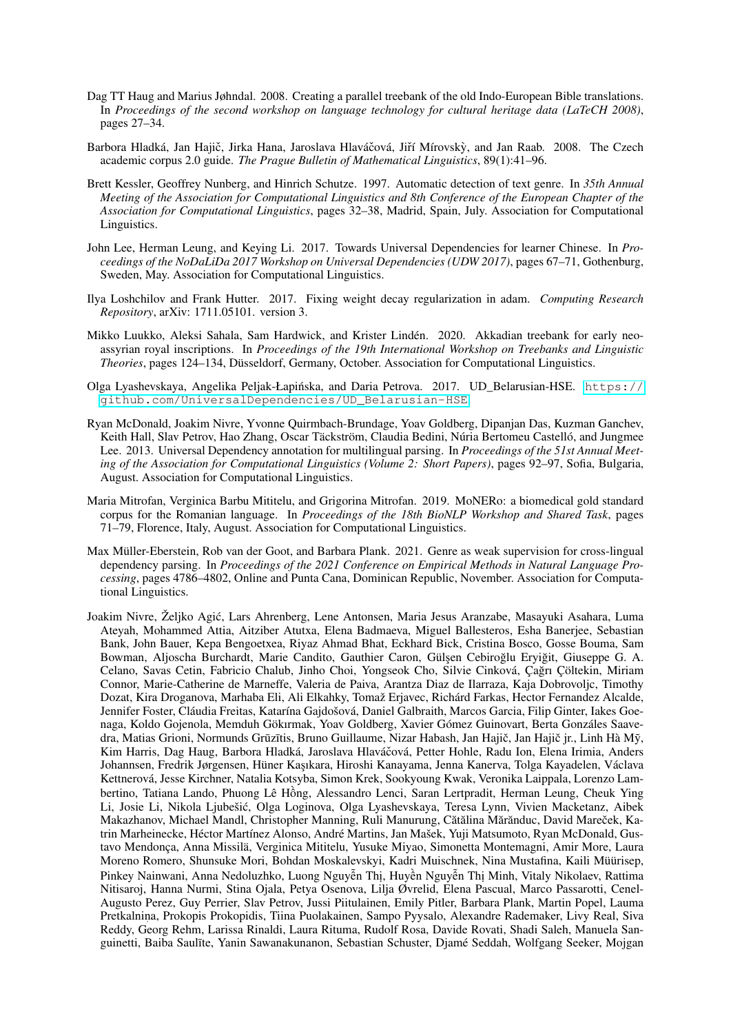Dag TT Haug and Marius Jøhndal. 2008. Creating a parallel treebank of the old Indo-European Bible translations. In *Proceedings of the second workshop on language technology for cultural heritage data (LaTeCH 2008)*, pages 27–34.

Barbora Hladká, Jan Hajič, Jirka Hana, Jaroslava Hlaváčová, Jiří Mírovskỳ, and Jan Raab. 2008. The Czech academic corpus 2.0 guide. *The Prague Bulletin of Mathematical Linguistics*, 89(1):41–96.

Brett Kessler, Geoffrey Nunberg, and Hinrich Schutze. 1997. Automatic detection of text genre. In *35th Annual Meeting of the Association for Computational Linguistics and 8th Conference of the European Chapter of the Association for Computational Linguistics*, pages 32–38, Madrid, Spain, July. Association for Computational Linguistics.

John Lee, Herman Leung, and Keying Li. 2017. Towards Universal Dependencies for learner Chinese. In *Proceedings of the NoDaLiDa 2017 Workshop on Universal Dependencies (UDW 2017)*, pages 67–71, Gothenburg, Sweden, May. Association for Computational Linguistics.

Ilya Loshchilov and Frank Hutter. 2017. Fixing weight decay regularization in adam. *Computing Research Repository*, arXiv: 1711.05101. version 3.

Mikko Luukko, Aleksi Sahala, Sam Hardwick, and Krister Lindén. 2020. Akkadian treebank for early neo-assyrian royal inscriptions. In *Proceedings of the 19th International Workshop on Treebanks and Linguistic Theories*, pages 124–134, Düsseldorf, Germany, October. Association for Computational Linguistics.

Olga Lyashevskaya, Angelika Peljak-Łapińska, and Daria Petrova. 2017. UD_Belarusian-HSE. `https://github.com/UniversalDependencies/UD_Belarusian-HSE`.

Ryan McDonald, Joakim Nivre, Yvonne Quirmbach-Brundage, Yoav Goldberg, Dipanjan Das, Kuzman Ganchev, Keith Hall, Slav Petrov, Hao Zhang, Oscar Täckström, Claudia Bedini, Núria Bertomeu Castelló, and Jungmee Lee. 2013. Universal Dependency annotation for multilingual parsing. In *Proceedings of the 51st Annual Meeting of the Association for Computational Linguistics (Volume 2: Short Papers)*, pages 92–97, Sofia, Bulgaria, August. Association for Computational Linguistics.

Maria Mitrofan, Verginica Barbu Mititelu, and Grigorina Mitrofan. 2019. MoNERo: a biomedical gold standard corpus for the Romanian language. In *Proceedings of the 18th BioNLP Workshop and Shared Task*, pages 71–79, Florence, Italy, August. Association for Computational Linguistics.

Max Müller-Eberstein, Rob van der Goot, and Barbara Plank. 2021. Genre as weak supervision for cross-lingual dependency parsing. In *Proceedings of the 2021 Conference on Empirical Methods in Natural Language Processing*, pages 4786–4802, Online and Punta Cana, Dominican Republic, November. Association for Computational Linguistics.

Joakim Nivre, Željko Agić, Lars Ahrenberg, Lene Antonsen, Maria Jesus Aranzabe, Masayuki Asahara, Luma Ateyah, Mohammed Attia, Aitziber Atutxa, Elena Badmaeva, Miguel Ballesteros, Esha Banerjee, Sebastian Bank, John Bauer, Kepa Bengoetxea, Riyaz Ahmad Bhat, Eckhard Bick, Cristina Bosco, Gosse Bouma, Sam Bowman, Aljoscha Burchardt, Marie Candito, Gauthier Caron, Gülşen Cebiroğlu Eryiğit, Giuseppe G. A. Celano, Savas Cetin, Fabricio Chalub, Jinho Choi, Yongseok Cho, Silvie Cinková, Çağrı Çöltekin, Miriam Connor, Marie-Catherine de Marneffe, Valeria de Paiva, Arantza Diaz de Ilarraza, Kaja Dobrovoljc, Timothy Dozat, Kira Droganova, Marhaba Eli, Ali Elkahky, Tomaž Erjavec, Richárd Farkas, Hector Fernandez Alcalde, Jennifer Foster, Cláudia Freitas, Katarína Gajdošová, Daniel Galbraith, Marcos Garcia, Filip Ginter, Iakes Goenaga, Koldo Gojenola, Memduh Gökırmak, Yoav Goldberg, Xavier Gómez Guinovart, Berta Gonzáles Saavedra, Matias Grioni, Normunds Grūzītis, Bruno Guillaume, Nizar Habash, Jan Hajič, Jan Hajič jr., Linh Hà Mỹ, Kim Harris, Dag Haug, Barbora Hladká, Jaroslava Hlaváčová, Petter Hohle, Radu Ion, Elena Irimia, Anders Johannsen, Fredrik Jørgensen, Hüner Kaşıkara, Hiroshi Kanayama, Jenna Kanerva, Tolga Kayadelen, Václava Kettnerová, Jesse Kirchner, Natalia Kotsyba, Simon Krek, Sookyoung Kwak, Veronika Laippala, Lorenzo Lambertino, Tatiana Lando, Phuong Lê Hồng, Alessandro Lenci, Saran Lertpradit, Herman Leung, Cheuk Ying Li, Josie Li, Nikola Ljubešić, Olga Loginova, Olga Lyashevskaya, Teresa Lynn, Vivien Macketanz, Aibek Makazhanov, Michael Mandl, Christopher Manning, Ruli Manurung, Cătălina Mărănduc, David Mareček, Katrin Marheinecke, Héctor Martínez Alonso, André Martins, Jan Mašek, Yuji Matsumoto, Ryan McDonald, Gustavo Mendonça, Anna Missilä, Verginica Mititelu, Yusuke Miyao, Simonetta Montemagni, Amir More, Laura Moreno Romero, Shunsuke Mori, Bohdan Moskalevskyi, Kadri Muischnek, Nina Mustafina, Kaili Müürisep, Pinkey Nainwani, Anna Nedoluzhko, Luong Nguyễn Thị, Huyền Nguyễn Thị Minh, Vitaly Nikolaev, Rattima Nitisaroj, Hanna Nurmi, Stina Ojala, Petya Osenova, Lilja Øvrelid, Elena Pascual, Marco Passarotti, Cenel-Augusto Perez, Guy Perrier, Slav Petrov, Jussi Piitulainen, Emily Pitler, Barbara Plank, Martin Popel, Lauma Pretkalniņa, Prokopis Prokopidis, Tiina Puolakainen, Sampo Pyysalo, Alexandre Rademaker, Livy Real, Siva Reddy, Georg Rehm, Larissa Rinaldi, Laura Rituma, Rudolf Rosa, Davide Rovati, Shadi Saleh, Manuela Sanguinetti, Baiba Saulīte, Yanin Sawanakunanon, Sebastian Schuster, Djamé Seddah, Wolfgang Seeker, Mojgan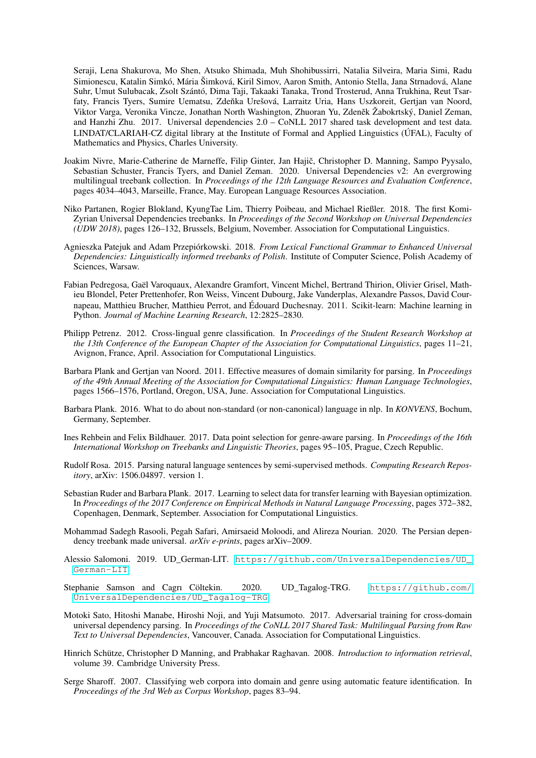Seraji, Lena Shakurova, Mo Shen, Atsuko Shimada, Muh Shohibussirri, Natalia Silveira, Maria Simi, Radu Simionescu, Katalin Simkó, Mária Šimková, Kiril Simov, Aaron Smith, Antonio Stella, Jana Strnadová, Alane Suhr, Umut Sulubacak, Zsolt Szántó, Dima Taji, Takaaki Tanaka, Trond Trosterud, Anna Trukhina, Reut Tsarfaty, Francis Tyers, Sumire Uematsu, Zdeňka Urešová, Larraitz Uria, Hans Uszkoreit, Gertjan van Noord, Viktor Varga, Veronika Vincze, Jonathan North Washington, Zhuoran Yu, Zdeněk Žabokrtský, Daniel Zeman, and Hanzhi Zhu. 2017. Universal dependencies 2.0 – CoNLL 2017 shared task development and test data. LINDAT/CLARIAH-CZ digital library at the Institute of Formal and Applied Linguistics (ÚFAL), Faculty of Mathematics and Physics, Charles University.

Joakim Nivre, Marie-Catherine de Marneffe, Filip Ginter, Jan Hajič, Christopher D. Manning, Sampo Pyysalo, Sebastian Schuster, Francis Tyers, and Daniel Zeman. 2020. Universal Dependencies v2: An evergrowing multilingual treebank collection. In *Proceedings of the 12th Language Resources and Evaluation Conference*, pages 4034–4043, Marseille, France, May. European Language Resources Association.

Niko Partanen, Rogier Blokland, KyungTae Lim, Thierry Poibeau, and Michael Rießler. 2018. The first Komi-Zyrian Universal Dependencies treebanks. In *Proceedings of the Second Workshop on Universal Dependencies (UDW 2018)*, pages 126–132, Brussels, Belgium, November. Association for Computational Linguistics.

Agnieszka Patejuk and Adam Przepiórkowski. 2018. *From Lexical Functional Grammar to Enhanced Universal Dependencies: Linguistically informed treebanks of Polish*. Institute of Computer Science, Polish Academy of Sciences, Warsaw.

Fabian Pedregosa, Gaël Varoquaux, Alexandre Gramfort, Vincent Michel, Bertrand Thirion, Olivier Grisel, Mathieu Blondel, Peter Prettenhofer, Ron Weiss, Vincent Dubourg, Jake Vanderplas, Alexandre Passos, David Cournapeau, Matthieu Brucher, Matthieu Perrot, and Édouard Duchesnay. 2011. Scikit-learn: Machine learning in Python. *Journal of Machine Learning Research*, 12:2825–2830.

Philipp Petrenz. 2012. Cross-lingual genre classification. In *Proceedings of the Student Research Workshop at the 13th Conference of the European Chapter of the Association for Computational Linguistics*, pages 11–21, Avignon, France, April. Association for Computational Linguistics.

Barbara Plank and Gertjan van Noord. 2011. Effective measures of domain similarity for parsing. In *Proceedings of the 49th Annual Meeting of the Association for Computational Linguistics: Human Language Technologies*, pages 1566–1576, Portland, Oregon, USA, June. Association for Computational Linguistics.

Barbara Plank. 2016. What to do about non-standard (or non-canonical) language in nlp. In *KONVENS*, Bochum, Germany, September.

Ines Rehbein and Felix Bildhauer. 2017. Data point selection for genre-aware parsing. In *Proceedings of the 16th International Workshop on Treebanks and Linguistic Theories*, pages 95–105, Prague, Czech Republic.

Rudolf Rosa. 2015. Parsing natural language sentences by semi-supervised methods. *Computing Research Repository*, arXiv: 1506.04897. version 1.

Sebastian Ruder and Barbara Plank. 2017. Learning to select data for transfer learning with Bayesian optimization. In *Proceedings of the 2017 Conference on Empirical Methods in Natural Language Processing*, pages 372–382, Copenhagen, Denmark, September. Association for Computational Linguistics.

Mohammad Sadegh Rasooli, Pegah Safari, Amirsaeid Moloodi, and Alireza Nourian. 2020. The Persian dependency treebank made universal. *arXiv e-prints*, pages arXiv–2009.

Alessio Salomoni. 2019. UD_German-LIT. https://github.com/UniversalDependencies/UD_German-LIT.

Stephanie Samson and Cagrı Cöltekin. 2020. UD_Tagalog-TRG. https://github.com/UniversalDependencies/UD_Tagalog-TRG.

Motoki Sato, Hitoshi Manabe, Hiroshi Noji, and Yuji Matsumoto. 2017. Adversarial training for cross-domain universal dependency parsing. In *Proceedings of the CoNLL 2017 Shared Task: Multilingual Parsing from Raw Text to Universal Dependencies*, Vancouver, Canada. Association for Computational Linguistics.

Hinrich Schütze, Christopher D Manning, and Prabhakar Raghavan. 2008. *Introduction to information retrieval*, volume 39. Cambridge University Press.

Serge Sharoff. 2007. Classifying web corpora into domain and genre using automatic feature identification. In *Proceedings of the 3rd Web as Corpus Workshop*, pages 83–94.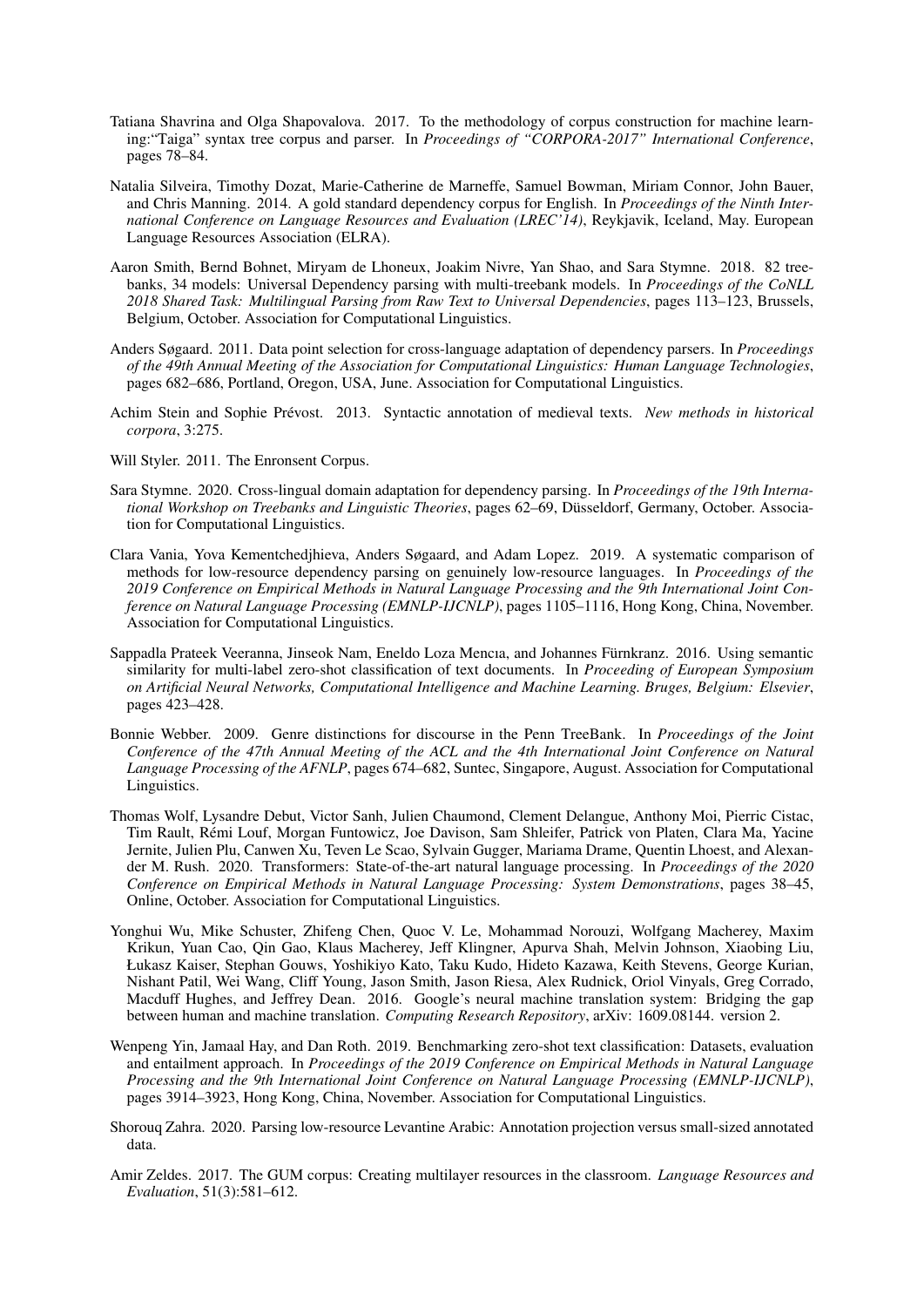Tatiana Shavrina and Olga Shapovalova. 2017. To the methodology of corpus construction for machine learning:"Taiga" syntax tree corpus and parser. In *Proceedings of "CORPORA-2017" International Conference*, pages 78–84.

Natalia Silveira, Timothy Dozat, Marie-Catherine de Marneffe, Samuel Bowman, Miriam Connor, John Bauer, and Chris Manning. 2014. A gold standard dependency corpus for English. In *Proceedings of the Ninth International Conference on Language Resources and Evaluation (LREC'14)*, Reykjavik, Iceland, May. European Language Resources Association (ELRA).

Aaron Smith, Bernd Bohnet, Miryam de Lhoneux, Joakim Nivre, Yan Shao, and Sara Stymne. 2018. 82 treebanks, 34 models: Universal Dependency parsing with multi-treebank models. In *Proceedings of the CoNLL 2018 Shared Task: Multilingual Parsing from Raw Text to Universal Dependencies*, pages 113–123, Brussels, Belgium, October. Association for Computational Linguistics.

Anders Søgaard. 2011. Data point selection for cross-language adaptation of dependency parsers. In *Proceedings of the 49th Annual Meeting of the Association for Computational Linguistics: Human Language Technologies*, pages 682–686, Portland, Oregon, USA, June. Association for Computational Linguistics.

Achim Stein and Sophie Prévost. 2013. Syntactic annotation of medieval texts. *New methods in historical corpora*, 3:275.

Will Styler. 2011. The Enronsent Corpus.

Sara Stymne. 2020. Cross-lingual domain adaptation for dependency parsing. In *Proceedings of the 19th International Workshop on Treebanks and Linguistic Theories*, pages 62–69, Düsseldorf, Germany, October. Association for Computational Linguistics.

Clara Vania, Yova Kementchedjhieva, Anders Søgaard, and Adam Lopez. 2019. A systematic comparison of methods for low-resource dependency parsing on genuinely low-resource languages. In *Proceedings of the 2019 Conference on Empirical Methods in Natural Language Processing and the 9th International Joint Conference on Natural Language Processing (EMNLP-IJCNLP)*, pages 1105–1116, Hong Kong, China, November. Association for Computational Linguistics.

Sappadla Prateek Veeranna, Jinseok Nam, Eneldo Loza Mencıa, and Johannes Fürnkranz. 2016. Using semantic similarity for multi-label zero-shot classification of text documents. In *Proceeding of European Symposium on Artificial Neural Networks, Computational Intelligence and Machine Learning. Bruges, Belgium: Elsevier*, pages 423–428.

Bonnie Webber. 2009. Genre distinctions for discourse in the Penn TreeBank. In *Proceedings of the Joint Conference of the 47th Annual Meeting of the ACL and the 4th International Joint Conference on Natural Language Processing of the AFNLP*, pages 674–682, Suntec, Singapore, August. Association for Computational Linguistics.

Thomas Wolf, Lysandre Debut, Victor Sanh, Julien Chaumond, Clement Delangue, Anthony Moi, Pierric Cistac, Tim Rault, Rémi Louf, Morgan Funtowicz, Joe Davison, Sam Shleifer, Patrick von Platen, Clara Ma, Yacine Jernite, Julien Plu, Canwen Xu, Teven Le Scao, Sylvain Gugger, Mariama Drame, Quentin Lhoest, and Alexander M. Rush. 2020. Transformers: State-of-the-art natural language processing. In *Proceedings of the 2020 Conference on Empirical Methods in Natural Language Processing: System Demonstrations*, pages 38–45, Online, October. Association for Computational Linguistics.

Yonghui Wu, Mike Schuster, Zhifeng Chen, Quoc V. Le, Mohammad Norouzi, Wolfgang Macherey, Maxim Krikun, Yuan Cao, Qin Gao, Klaus Macherey, Jeff Klingner, Apurva Shah, Melvin Johnson, Xiaobing Liu, Łukasz Kaiser, Stephan Gouws, Yoshikiyo Kato, Taku Kudo, Hideto Kazawa, Keith Stevens, George Kurian, Nishant Patil, Wei Wang, Cliff Young, Jason Smith, Jason Riesa, Alex Rudnick, Oriol Vinyals, Greg Corrado, Macduff Hughes, and Jeffrey Dean. 2016. Google's neural machine translation system: Bridging the gap between human and machine translation. *Computing Research Repository*, arXiv: 1609.08144. version 2.

Wenpeng Yin, Jamaal Hay, and Dan Roth. 2019. Benchmarking zero-shot text classification: Datasets, evaluation and entailment approach. In *Proceedings of the 2019 Conference on Empirical Methods in Natural Language Processing and the 9th International Joint Conference on Natural Language Processing (EMNLP-IJCNLP)*, pages 3914–3923, Hong Kong, China, November. Association for Computational Linguistics.

Shorouq Zahra. 2020. Parsing low-resource Levantine Arabic: Annotation projection versus small-sized annotated data.

Amir Zeldes. 2017. The GUM corpus: Creating multilayer resources in the classroom. *Language Resources and Evaluation*, 51(3):581–612.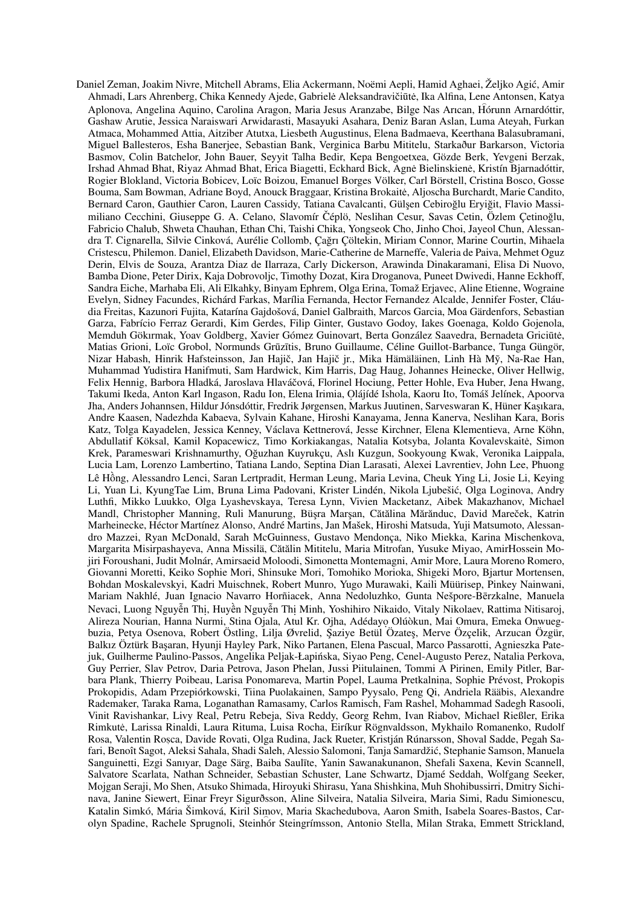Daniel Zeman, Joakim Nivre, Mitchell Abrams, Elia Ackermann, Noëmi Aepli, Hamid Aghaei, Željko Agić, Amir Ahmadi, Lars Ahrenberg, Chika Kennedy Ajede, Gabrielė Aleksandravičiūtė, Ika Alfina, Lene Antonsen, Katya Aplonova, Angelina Aquino, Carolina Aragon, Maria Jesus Aranzabe, Bilge Nas Arıcan, Hórunn Arnardóttir, Gashaw Arutie, Jessica Naraiswari Arwidarasti, Masayuki Asahara, Deniz Baran Aslan, Luma Ateyah, Furkan Atmaca, Mohammed Attia, Aitziber Atutxa, Liesbeth Augustinus, Elena Badmaeva, Keerthana Balasubramani, Miguel Ballesteros, Esha Banerjee, Sebastian Bank, Verginica Barbu Mititelu, Starkaður Barkarson, Victoria Basmov, Colin Batchelor, John Bauer, Seyyit Talha Bedir, Kepa Bengoetxea, Gözde Berk, Yevgeni Berzak, Irshad Ahmad Bhat, Riyaz Ahmad Bhat, Erica Biagetti, Eckhard Bick, Agnė Bielinskienė, Kristín Bjarnadóttir, Rogier Blokland, Victoria Bobicev, Loïc Boizou, Emanuel Borges Völker, Carl Börstell, Cristina Bosco, Gosse Bouma, Sam Bowman, Adriane Boyd, Anouck Braggaar, Kristina Brokaitė, Aljoscha Burchardt, Marie Candito, Bernard Caron, Gauthier Caron, Lauren Cassidy, Tatiana Cavalcanti, Gülşen Cebiroğlu Eryiğit, Flavio Massimiliano Cecchini, Giuseppe G. A. Celano, Slavomír Čéplö, Neslihan Cesur, Savas Cetin, Özlem Çetinoğlu, Fabricio Chalub, Shweta Chauhan, Ethan Chi, Taishi Chika, Yongseok Cho, Jinho Choi, Jayeol Chun, Alessandra T. Cignarella, Silvie Cinková, Aurélie Collomb, Çağrı Çöltekin, Miriam Connor, Marine Courtin, Mihaela Cristescu, Philemon. Daniel, Elizabeth Davidson, Marie-Catherine de Marneffe, Valeria de Paiva, Mehmet Oguz Derin, Elvis de Souza, Arantza Diaz de Ilarraza, Carly Dickerson, Arawinda Dinakaramani, Elisa Di Nuovo, Bamba Dione, Peter Dirix, Kaja Dobrovoljc, Timothy Dozat, Kira Droganova, Puneet Dwivedi, Hanne Eckhoff, Sandra Eiche, Marhaba Eli, Ali Elkahky, Binyam Ephrem, Olga Erina, Tomaž Erjavec, Aline Etienne, Wograine Evelyn, Sidney Facundes, Richárd Farkas, Marília Fernanda, Hector Fernandez Alcalde, Jennifer Foster, Cláudia Freitas, Kazunori Fujita, Katarína Gajdošová, Daniel Galbraith, Marcos Garcia, Moa Gärdenfors, Sebastian Garza, Fabrício Ferraz Gerardi, Kim Gerdes, Filip Ginter, Gustavo Godoy, Iakes Goenaga, Koldo Gojenola, Memduh Gökırmak, Yoav Goldberg, Xavier Gómez Guinovart, Berta González Saavedra, Bernadeta Griciūtė, Matias Grioni, Loïc Grobol, Normunds Grūzītis, Bruno Guillaume, Céline Guillot-Barbance, Tunga Güngör, Nizar Habash, Hinrik Hafsteinsson, Jan Hajič, Jan Hajič jr., Mika Hämäläinen, Linh Hà Mỹ, Na-Rae Han, Muhammad Yudistira Hanifmuti, Sam Hardwick, Kim Harris, Dag Haug, Johannes Heinecke, Oliver Hellwig, Felix Hennig, Barbora Hladká, Jaroslava Hlaváčová, Florinel Hociung, Petter Hohle, Eva Huber, Jena Hwang, Takumi Ikeda, Anton Karl Ingason, Radu Ion, Elena Irimia, Ọlájídé Ishola, Kaoru Ito, Tomáš Jelínek, Apoorva Jha, Anders Johannsen, Hildur Jónsdóttir, Fredrik Jørgensen, Markus Juutinen, Sarveswaran K, Hüner Kaşıkara, Andre Kaasen, Nadezhda Kabaeva, Sylvain Kahane, Hiroshi Kanayama, Jenna Kanerva, Neslihan Kara, Boris Katz, Tolga Kayadelen, Jessica Kenney, Václava Kettnerová, Jesse Kirchner, Elena Klementieva, Arne Köhn, Abdullatif Köksal, Kamil Kopacewicz, Timo Korkiakangas, Natalia Kotsyba, Jolanta Kovalevskaitė, Simon Krek, Parameswari Krishnamurthy, Oğuzhan Kuyrukçu, Aslı Kuzgun, Sookyoung Kwak, Veronika Laippala, Lucia Lam, Lorenzo Lambertino, Tatiana Lando, Septina Dian Larasati, Alexei Lavrentiev, John Lee, Phuong Lê Hồng, Alessandro Lenci, Saran Lertpradit, Herman Leung, Maria Levina, Cheuk Ying Li, Josie Li, Keying Li, Yuan Li, KyungTae Lim, Bruna Lima Padovani, Krister Lindén, Nikola Ljubešić, Olga Loginova, Andry Luthfi, Mikko Luukko, Olga Lyashevskaya, Teresa Lynn, Vivien Macketanz, Aibek Makazhanov, Michael Mandl, Christopher Manning, Ruli Manurung, Büşra Marşan, Cătălina Mărănduc, David Mareček, Katrin Marheinecke, Héctor Martínez Alonso, André Martins, Jan Mašek, Hiroshi Matsuda, Yuji Matsumoto, Alessandro Mazzei, Ryan McDonald, Sarah McGuinness, Gustavo Mendonça, Niko Miekka, Karina Mischenkova, Margarita Misirpashayeva, Anna Missilä, Cătălin Mititelu, Maria Mitrofan, Yusuke Miyao, AmirHossein Mojiri Foroushani, Judit Molnár, Amirsaeid Moloodi, Simonetta Montemagni, Amir More, Laura Moreno Romero, Giovanni Moretti, Keiko Sophie Mori, Shinsuke Mori, Tomohiko Morioka, Shigeki Moro, Bjartur Mortensen, Bohdan Moskalevskyi, Kadri Muischnek, Robert Munro, Yugo Murawaki, Kaili Müürisep, Pinkey Nainwani, Mariam Nakhlé, Juan Ignacio Navarro Horñiacek, Anna Nedoluzhko, Gunta Nešpore-Bērzkalne, Manuela Nevaci, Luong Nguyễn Thị, Huyền Nguyễn Thị Minh, Yoshihiro Nikaido, Vitaly Nikolaev, Rattima Nitisaroj, Alireza Nourian, Hanna Nurmi, Stina Ojala, Atul Kr. Ojha, Adédayọ Olúòkun, Mai Omura, Emeka Onwuegbuzia, Petya Osenova, Robert Östling, Lilja Øvrelid, Şaziye Betül Özateş, Merve Özçelik, Arzucan Özgür, Balkız Öztürk Başaran, Hyunji Hayley Park, Niko Partanen, Elena Pascual, Marco Passarotti, Agnieszka Patejuk, Guilherme Paulino-Passos, Angelika Peljak-Łapińska, Siyao Peng, Cenel-Augusto Perez, Natalia Perkova, Guy Perrier, Slav Petrov, Daria Petrova, Jason Phelan, Jussi Piitulainen, Tommi A Pirinen, Emily Pitler, Barbara Plank, Thierry Poibeau, Larisa Ponomareva, Martin Popel, Lauma Pretkalniņa, Sophie Prévost, Prokopis Prokopidis, Adam Przepiórkowski, Tiina Puolakainen, Sampo Pyysalo, Peng Qi, Andriela Rääbis, Alexandre Rademaker, Taraka Rama, Loganathan Ramasamy, Carlos Ramisch, Fam Rashel, Mohammad Sadegh Rasooli, Vinit Ravishankar, Livy Real, Petru Rebeja, Siva Reddy, Georg Rehm, Ivan Riabov, Michael Rießler, Erika Rimkutė, Larissa Rinaldi, Laura Rituma, Luisa Rocha, Eiríkur Rögnvaldsson, Mykhailo Romanenko, Rudolf Rosa, Valentin Roșca, Davide Rovati, Olga Rudina, Jack Rueter, Kristján Rúnarsson, Shoval Sadde, Pegah Safari, Benoît Sagot, Aleksi Sahala, Shadi Saleh, Alessio Salomoni, Tanja Samardžić, Stephanie Samson, Manuela Sanguinetti, Ezgi Sanıyar, Dage Särg, Baiba Saulīte, Yanin Sawanakunanon, Shefali Saxena, Kevin Scannell, Salvatore Scarlata, Nathan Schneider, Sebastian Schuster, Lane Schwartz, Djamé Seddah, Wolfgang Seeker, Mojgan Seraji, Mo Shen, Atsuko Shimada, Hiroyuki Shirasu, Yana Shishkina, Muh Shohibussirri, Dmitry Sichinava, Janine Siewert, Einar Freyr Sigurðsson, Aline Silveira, Natalia Silveira, Maria Simi, Radu Simionescu, Katalin Simkó, Mária Šimková, Kiril Simov, Maria Skachedubova, Aaron Smith, Isabela Soares-Bastos, Carolyn Spadine, Rachele Sprugnoli, Steinhór Steingrímsson, Antonio Stella, Milan Straka, Emmett Strickland,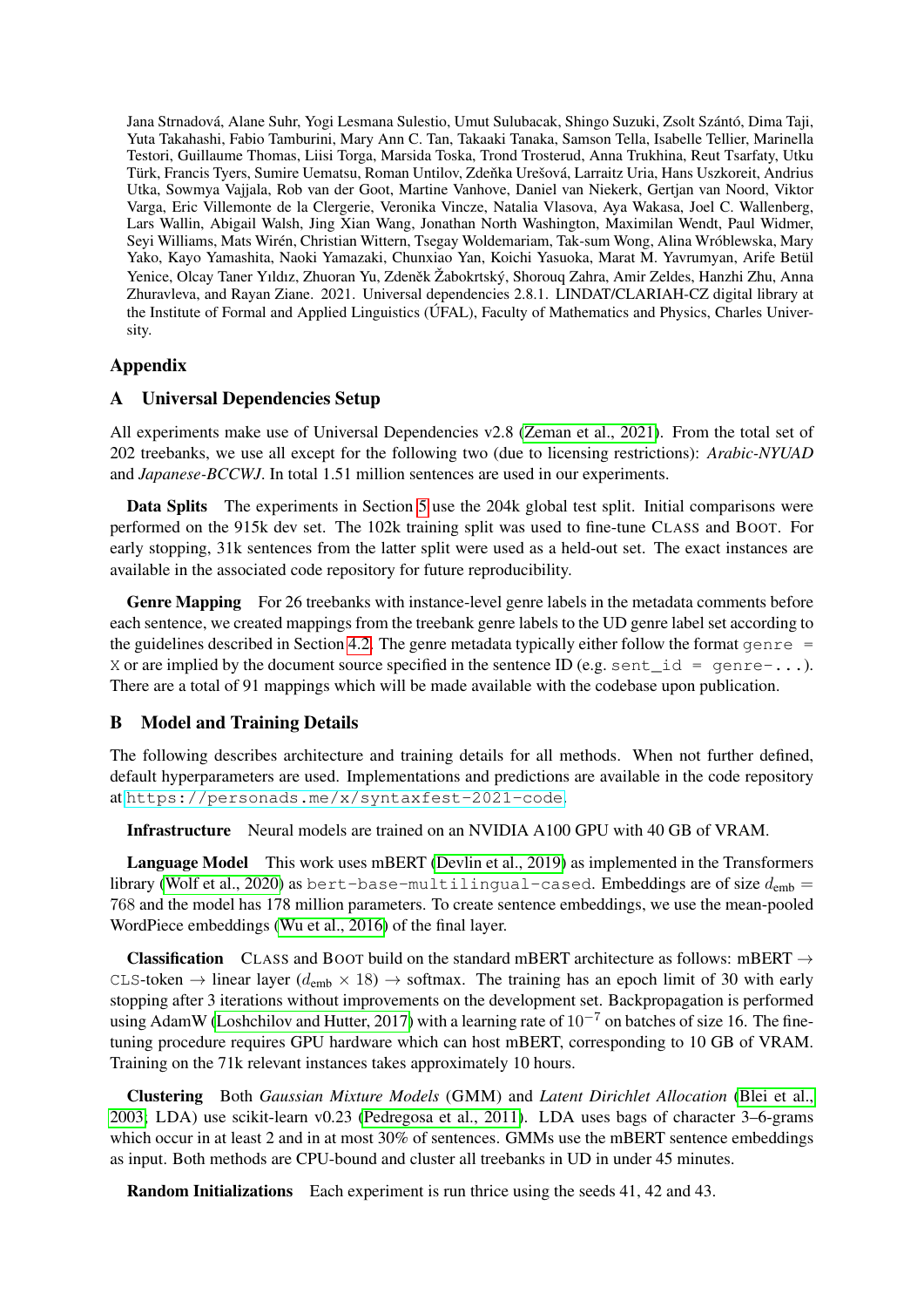Jana Strnadová, Alane Suhr, Yogi Lesmana Sulestio, Umut Sulubacak, Shingo Suzuki, Zsolt Szántó, Dima Taji, Yuta Takahashi, Fabio Tamburini, Mary Ann C. Tan, Takaaki Tanaka, Samson Tella, Isabelle Tellier, Marinella Testori, Guillaume Thomas, Liisi Torga, Marsida Toska, Trond Trosterud, Anna Trukhina, Reut Tsarfaty, Utku Türk, Francis Tyers, Sumire Uematsu, Roman Untilov, Zdeňka Urešová, Larraitz Uria, Hans Uszkoreit, Andrius Utka, Sowmya Vajjala, Rob van der Goot, Martine Vanhove, Daniel van Niekerk, Gertjan van Noord, Viktor Varga, Eric Villemonte de la Clergerie, Veronika Vincze, Natalia Vlasova, Aya Wakasa, Joel C. Wallenberg, Lars Wallin, Abigail Walsh, Jing Xian Wang, Jonathan North Washington, Maximilan Wendt, Paul Widmer, Seyi Williams, Mats Wirén, Christian Wittern, Tsegay Woldemariam, Tak-sum Wong, Alina Wróblewska, Mary Yako, Kayo Yamashita, Naoki Yamazaki, Chunxiao Yan, Koichi Yasuoka, Marat M. Yavrumyan, Arife Betül Yenice, Olcay Taner Yıldız, Zhuoran Yu, Zdeněk Žabokrtský, Shorouq Zahra, Amir Zeldes, Hanzhi Zhu, Anna Zhuravleva, and Rayan Ziane. 2021. Universal dependencies 2.8.1. LINDAT/CLARIAH-CZ digital library at the Institute of Formal and Applied Linguistics (ÚFAL), Faculty of Mathematics and Physics, Charles University.

# Appendix

## A Universal Dependencies Setup

All experiments make use of Universal Dependencies v2.8 (Zeman et al., 2021). From the total set of 202 treebanks, we use all except for the following two (due to licensing restrictions): *Arabic-NYUAD* and *Japanese-BCCWJ*. In total 1.51 million sentences are used in our experiments.

**Data Splits** The experiments in Section 5 use the 204k global test split. Initial comparisons were performed on the 915k dev set. The 102k training split was used to fine-tune CLASS and BOOT. For early stopping, 31k sentences from the latter split were used as a held-out set. The exact instances are available in the associated code repository for future reproducibility.

**Genre Mapping** For 26 treebanks with instance-level genre labels in the metadata comments before each sentence, we created mappings from the treebank genre labels to the UD genre label set according to the guidelines described in Section 4.2. The genre metadata typically either follow the format `genre = X` or are implied by the document source specified in the sentence ID (e.g. `sent_id = genre-...`). There are a total of 91 mappings which will be made available with the codebase upon publication.

## B Model and Training Details

The following describes architecture and training details for all methods. When not further defined, default hyperparameters are used. Implementations and predictions are available in the code repository at `https://personads.me/x/syntaxfest-2021-code`.

**Infrastructure** Neural models are trained on an NVIDIA A100 GPU with 40 GB of VRAM.

**Language Model** This work uses mBERT (Devlin et al., 2019) as implemented in the Transformers library (Wolf et al., 2020) as `bert-base-multilingual-cased`. Embeddings are of size $d_{\text{emb}} = 768$ and the model has 178 million parameters. To create sentence embeddings, we use the mean-pooled WordPiece embeddings (Wu et al., 2016) of the final layer.

**Classification** CLASS and BOOT build on the standard mBERT architecture as follows: mBERT $\rightarrow$ CLS-token $\rightarrow$ linear layer ($d_{\text{emb}} \times 18$) $\rightarrow$ softmax. The training has an epoch limit of 30 with early stopping after 3 iterations without improvements on the development set. Backpropagation is performed using AdamW (Loshchilov and Hutter, 2017) with a learning rate of $10^{-7}$ on batches of size 16. The fine-tuning procedure requires GPU hardware which can host mBERT, corresponding to 10 GB of VRAM. Training on the 71k relevant instances takes approximately 10 hours.

**Clustering** Both *Gaussian Mixture Models* (GMM) and *Latent Dirichlet Allocation* (Blei et al., 2003; LDA) use scikit-learn v0.23 (Pedregosa et al., 2011). LDA uses bags of character 3–6-grams which occur in at least 2 and in at most 30% of sentences. GMMs use the mBERT sentence embeddings as input. Both methods are CPU-bound and cluster all treebanks in UD in under 45 minutes.

**Random Initializations** Each experiment is run thrice using the seeds 41, 42 and 43.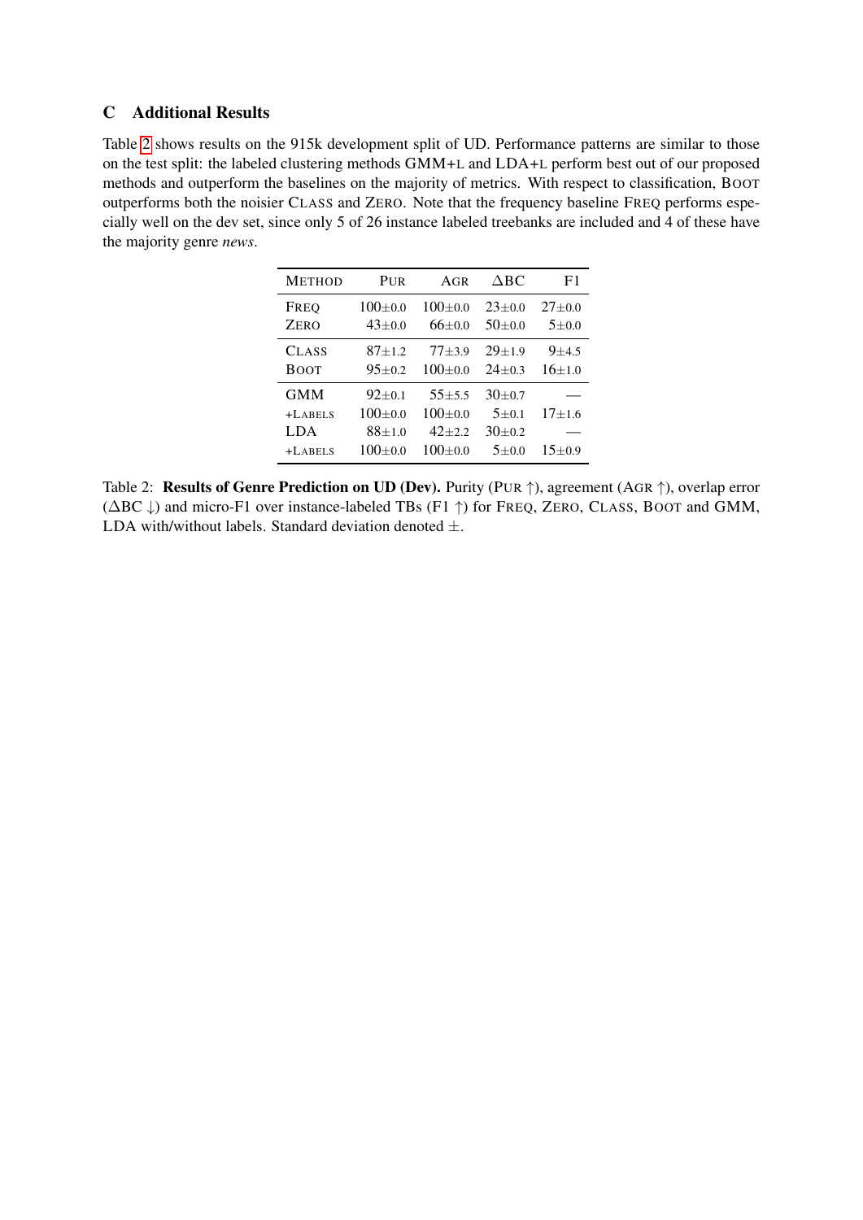## C Additional Results

Table 2 shows results on the 915k development split of UD. Performance patterns are similar to those on the test split: the labeled clustering methods GMM+L and LDA+L perform best out of our proposed methods and outperform the baselines on the majority of metrics. With respect to classification, BOOT outperforms both the noisier CLASS and ZERO. Note that the frequency baseline FREQ performs especially well on the dev set, since only 5 of 26 instance labeled treebanks are included and 4 of these have the majority genre *news*.

| METHOD | PUR | AGR | ΔBC | F1 |
|---|---|---|---|---|
| FREQ | 100±0.0 | 100±0.0 | 23±0.0 | 27±0.0 |
| ZERO | 43±0.0 | 66±0.0 | 50±0.0 | 5±0.0 |
| CLASS | 87±1.2 | 77±3.9 | 29±1.9 | 9±4.5 |
| BOOT | 95±0.2 | 100±0.0 | 24±0.3 | 16±1.0 |
| GMM | 92±0.1 | 55±5.5 | 30±0.7 | — |
| +LABELS | 100±0.0 | 100±0.0 | 5±0.1 | 17±1.6 |
| LDA | 88±1.0 | 42±2.2 | 30±0.2 | — |
| +LABELS | 100±0.0 | 100±0.0 | 5±0.0 | 15±0.9 |

Table 2: **Results of Genre Prediction on UD (Dev).** Purity (PUR ↑), agreement (AGR ↑), overlap error (ΔBC ↓) and micro-F1 over instance-labeled TBs (F1 ↑) for FREQ, ZERO, CLASS, BOOT and GMM, LDA with/without labels. Standard deviation denoted ±.